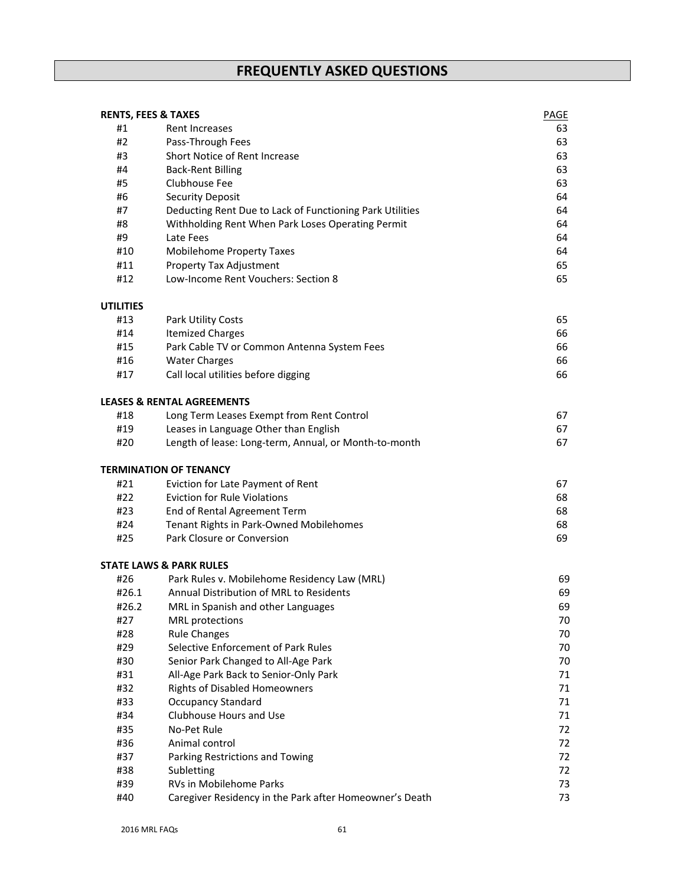# FREQUENTLY ASKED QUESTIONS

| | | PAGE |
|---|---|---|
| **RENTS, FEES & TAXES** | | |
| #1 | Rent Increases | 63 |
| #2 | Pass-Through Fees | 63 |
| #3 | Short Notice of Rent Increase | 63 |
| #4 | Back-Rent Billing | 63 |
| #5 | Clubhouse Fee | 63 |
| #6 | Security Deposit | 64 |
| #7 | Deducting Rent Due to Lack of Functioning Park Utilities | 64 |
| #8 | Withholding Rent When Park Loses Operating Permit | 64 |
| #9 | Late Fees | 64 |
| #10 | Mobilehome Property Taxes | 64 |
| #11 | Property Tax Adjustment | 65 |
| #12 | Low-Income Rent Vouchers: Section 8 | 65 |
| **UTILITIES** | | |
| #13 | Park Utility Costs | 65 |
| #14 | Itemized Charges | 66 |
| #15 | Park Cable TV or Common Antenna System Fees | 66 |
| #16 | Water Charges | 66 |
| #17 | Call local utilities before digging | 66 |
| **LEASES & RENTAL AGREEMENTS** | | |
| #18 | Long Term Leases Exempt from Rent Control | 67 |
| #19 | Leases in Language Other than English | 67 |
| #20 | Length of lease: Long-term, Annual, or Month-to-month | 67 |
| **TERMINATION OF TENANCY** | | |
| #21 | Eviction for Late Payment of Rent | 67 |
| #22 | Eviction for Rule Violations | 68 |
| #23 | End of Rental Agreement Term | 68 |
| #24 | Tenant Rights in Park-Owned Mobilehomes | 68 |
| #25 | Park Closure or Conversion | 69 |
| **STATE LAWS & PARK RULES** | | |
| #26 | Park Rules v. Mobilehome Residency Law (MRL) | 69 |
| #26.1 | Annual Distribution of MRL to Residents | 69 |
| #26.2 | MRL in Spanish and other Languages | 69 |
| #27 | MRL protections | 70 |
| #28 | Rule Changes | 70 |
| #29 | Selective Enforcement of Park Rules | 70 |
| #30 | Senior Park Changed to All-Age Park | 70 |
| #31 | All-Age Park Back to Senior-Only Park | 71 |
| #32 | Rights of Disabled Homeowners | 71 |
| #33 | Occupancy Standard | 71 |
| #34 | Clubhouse Hours and Use | 71 |
| #35 | No-Pet Rule | 72 |
| #36 | Animal control | 72 |
| #37 | Parking Restrictions and Towing | 72 |
| #38 | Subletting | 72 |
| #39 | RVs in Mobilehome Parks | 73 |
| #40 | Caregiver Residency in the Park after Homeowner's Death | 73 |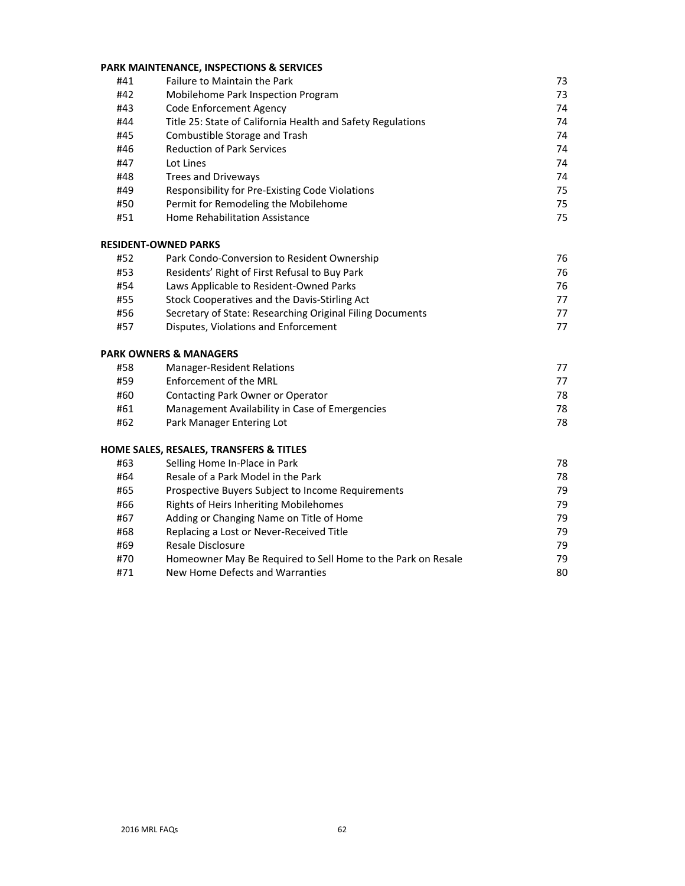**PARK MAINTENANCE, INSPECTIONS & SERVICES**

| | | |
|---|---|---|
| #41 | Failure to Maintain the Park | 73 |
| #42 | Mobilehome Park Inspection Program | 73 |
| #43 | Code Enforcement Agency | 74 |
| #44 | Title 25: State of California Health and Safety Regulations | 74 |
| #45 | Combustible Storage and Trash | 74 |
| #46 | Reduction of Park Services | 74 |
| #47 | Lot Lines | 74 |
| #48 | Trees and Driveways | 74 |
| #49 | Responsibility for Pre-Existing Code Violations | 75 |
| #50 | Permit for Remodeling the Mobilehome | 75 |
| #51 | Home Rehabilitation Assistance | 75 |

**RESIDENT-OWNED PARKS**

| | | |
|---|---|---|
| #52 | Park Condo-Conversion to Resident Ownership | 76 |
| #53 | Residents' Right of First Refusal to Buy Park | 76 |
| #54 | Laws Applicable to Resident-Owned Parks | 76 |
| #55 | Stock Cooperatives and the Davis-Stirling Act | 77 |
| #56 | Secretary of State: Researching Original Filing Documents | 77 |
| #57 | Disputes, Violations and Enforcement | 77 |

**PARK OWNERS & MANAGERS**

| | | |
|---|---|---|
| #58 | Manager-Resident Relations | 77 |
| #59 | Enforcement of the MRL | 77 |
| #60 | Contacting Park Owner or Operator | 78 |
| #61 | Management Availability in Case of Emergencies | 78 |
| #62 | Park Manager Entering Lot | 78 |

**HOME SALES, RESALES, TRANSFERS & TITLES**

| | | |
|---|---|---|
| #63 | Selling Home In-Place in Park | 78 |
| #64 | Resale of a Park Model in the Park | 78 |
| #65 | Prospective Buyers Subject to Income Requirements | 79 |
| #66 | Rights of Heirs Inheriting Mobilehomes | 79 |
| #67 | Adding or Changing Name on Title of Home | 79 |
| #68 | Replacing a Lost or Never-Received Title | 79 |
| #69 | Resale Disclosure | 79 |
| #70 | Homeowner May Be Required to Sell Home to the Park on Resale | 79 |
| #71 | New Home Defects and Warranties | 80 |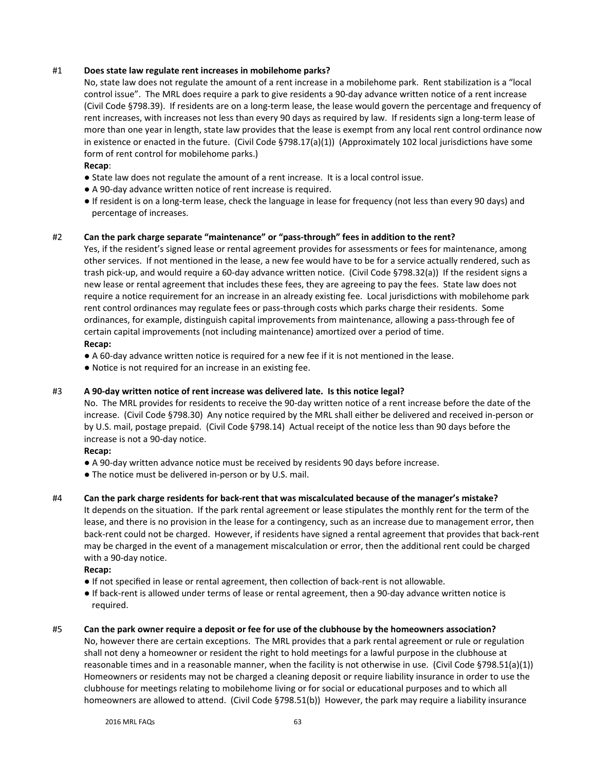#1 **Does state law regulate rent increases in mobilehome parks?**

No, state law does not regulate the amount of a rent increase in a mobilehome park. Rent stabilization is a "local control issue". The MRL does require a park to give residents a 90-day advance written notice of a rent increase (Civil Code §798.39). If residents are on a long-term lease, the lease would govern the percentage and frequency of rent increases, with increases not less than every 90 days as required by law. If residents sign a long-term lease of more than one year in length, state law provides that the lease is exempt from any local rent control ordinance now in existence or enacted in the future. (Civil Code §798.17(a)(1)) (Approximately 102 local jurisdictions have some form of rent control for mobilehome parks.)

**Recap**:

- State law does not regulate the amount of a rent increase. It is a local control issue.
- A 90-day advance written notice of rent increase is required.
- If resident is on a long-term lease, check the language in lease for frequency (not less than every 90 days) and percentage of increases.

#2 **Can the park charge separate "maintenance" or "pass-through" fees in addition to the rent?**

Yes, if the resident's signed lease or rental agreement provides for assessments or fees for maintenance, among other services. If not mentioned in the lease, a new fee would have to be for a service actually rendered, such as trash pick-up, and would require a 60-day advance written notice. (Civil Code §798.32(a)) If the resident signs a new lease or rental agreement that includes these fees, they are agreeing to pay the fees. State law does not require a notice requirement for an increase in an already existing fee. Local jurisdictions with mobilehome park rent control ordinances may regulate fees or pass-through costs which parks charge their residents. Some ordinances, for example, distinguish capital improvements from maintenance, allowing a pass-through fee of certain capital improvements (not including maintenance) amortized over a period of time.

**Recap:**

- A 60-day advance written notice is required for a new fee if it is not mentioned in the lease.
- Notice is not required for an increase in an existing fee.

#3 **A 90-day written notice of rent increase was delivered late. Is this notice legal?**

No. The MRL provides for residents to receive the 90-day written notice of a rent increase before the date of the increase. (Civil Code §798.30) Any notice required by the MRL shall either be delivered and received in-person or by U.S. mail, postage prepaid. (Civil Code §798.14) Actual receipt of the notice less than 90 days before the increase is not a 90-day notice.

**Recap:**

- A 90-day written advance notice must be received by residents 90 days before increase.
- The notice must be delivered in-person or by U.S. mail.

#4 **Can the park charge residents for back-rent that was miscalculated because of the manager's mistake?**

It depends on the situation. If the park rental agreement or lease stipulates the monthly rent for the term of the lease, and there is no provision in the lease for a contingency, such as an increase due to management error, then back-rent could not be charged. However, if residents have signed a rental agreement that provides that back-rent may be charged in the event of a management miscalculation or error, then the additional rent could be charged with a 90-day notice.

**Recap:**

- If not specified in lease or rental agreement, then collection of back-rent is not allowable.
- If back-rent is allowed under terms of lease or rental agreement, then a 90-day advance written notice is required.

#5 **Can the park owner require a deposit or fee for use of the clubhouse by the homeowners association?**

No, however there are certain exceptions. The MRL provides that a park rental agreement or rule or regulation shall not deny a homeowner or resident the right to hold meetings for a lawful purpose in the clubhouse at reasonable times and in a reasonable manner, when the facility is not otherwise in use. (Civil Code §798.51(a)(1)) Homeowners or residents may not be charged a cleaning deposit or require liability insurance in order to use the clubhouse for meetings relating to mobilehome living or for social or educational purposes and to which all homeowners are allowed to attend. (Civil Code §798.51(b)) However, the park may require a liability insurance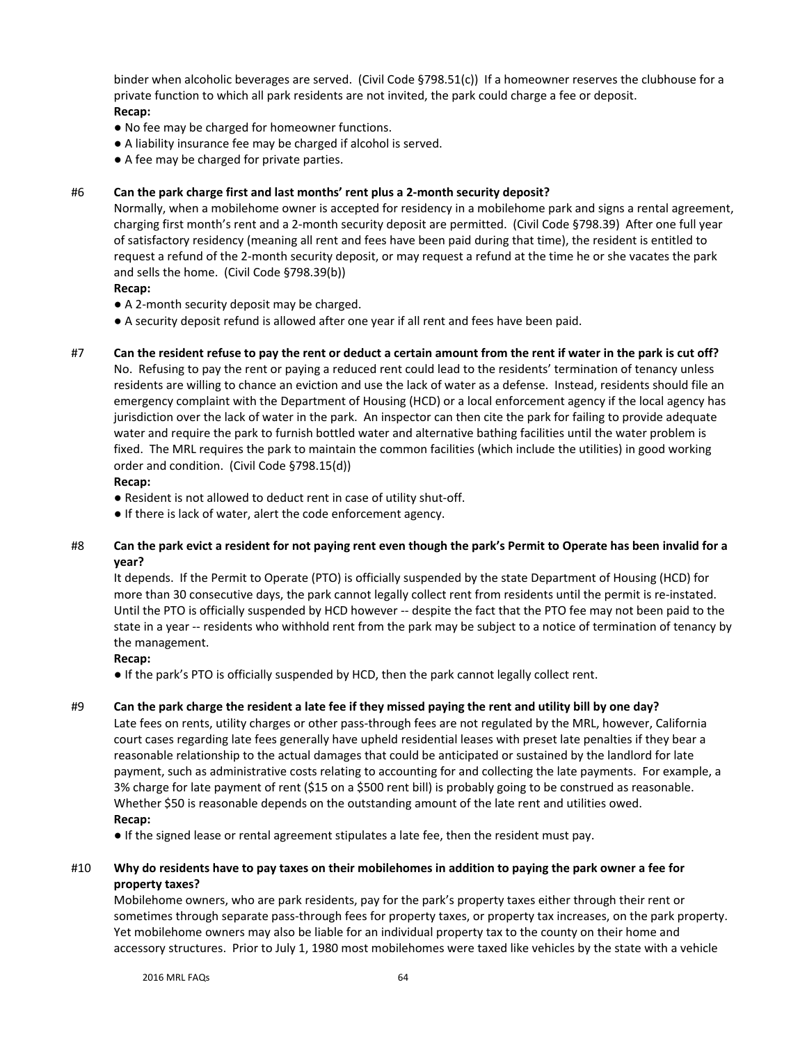binder when alcoholic beverages are served. (Civil Code §798.51(c)) If a homeowner reserves the clubhouse for a private function to which all park residents are not invited, the park could charge a fee or deposit.

**Recap:**

- No fee may be charged for homeowner functions.
- A liability insurance fee may be charged if alcohol is served.
- A fee may be charged for private parties.

#6 **Can the park charge first and last months' rent plus a 2-month security deposit?**

Normally, when a mobilehome owner is accepted for residency in a mobilehome park and signs a rental agreement, charging first month's rent and a 2-month security deposit are permitted. (Civil Code §798.39) After one full year of satisfactory residency (meaning all rent and fees have been paid during that time), the resident is entitled to request a refund of the 2-month security deposit, or may request a refund at the time he or she vacates the park and sells the home. (Civil Code §798.39(b))

**Recap:**

- A 2-month security deposit may be charged.
- A security deposit refund is allowed after one year if all rent and fees have been paid.

#7 **Can the resident refuse to pay the rent or deduct a certain amount from the rent if water in the park is cut off?**

No. Refusing to pay the rent or paying a reduced rent could lead to the residents' termination of tenancy unless residents are willing to chance an eviction and use the lack of water as a defense. Instead, residents should file an emergency complaint with the Department of Housing (HCD) or a local enforcement agency if the local agency has jurisdiction over the lack of water in the park. An inspector can then cite the park for failing to provide adequate water and require the park to furnish bottled water and alternative bathing facilities until the water problem is fixed. The MRL requires the park to maintain the common facilities (which include the utilities) in good working order and condition. (Civil Code §798.15(d))

**Recap:**

- Resident is not allowed to deduct rent in case of utility shut-off.
- If there is lack of water, alert the code enforcement agency.

#8 **Can the park evict a resident for not paying rent even though the park's Permit to Operate has been invalid for a year?**

It depends. If the Permit to Operate (PTO) is officially suspended by the state Department of Housing (HCD) for more than 30 consecutive days, the park cannot legally collect rent from residents until the permit is re-instated. Until the PTO is officially suspended by HCD however -- despite the fact that the PTO fee may not been paid to the state in a year -- residents who withhold rent from the park may be subject to a notice of termination of tenancy by the management.

**Recap:**

- If the park's PTO is officially suspended by HCD, then the park cannot legally collect rent.

#9 **Can the park charge the resident a late fee if they missed paying the rent and utility bill by one day?**

Late fees on rents, utility charges or other pass-through fees are not regulated by the MRL, however, California court cases regarding late fees generally have upheld residential leases with preset late penalties if they bear a reasonable relationship to the actual damages that could be anticipated or sustained by the landlord for late payment, such as administrative costs relating to accounting for and collecting the late payments. For example, a 3% charge for late payment of rent ($15 on a $500 rent bill) is probably going to be construed as reasonable. Whether $50 is reasonable depends on the outstanding amount of the late rent and utilities owed.

**Recap:**

- If the signed lease or rental agreement stipulates a late fee, then the resident must pay.

#10 **Why do residents have to pay taxes on their mobilehomes in addition to paying the park owner a fee for property taxes?**

Mobilehome owners, who are park residents, pay for the park's property taxes either through their rent or sometimes through separate pass-through fees for property taxes, or property tax increases, on the park property. Yet mobilehome owners may also be liable for an individual property tax to the county on their home and accessory structures. Prior to July 1, 1980 most mobilehomes were taxed like vehicles by the state with a vehicle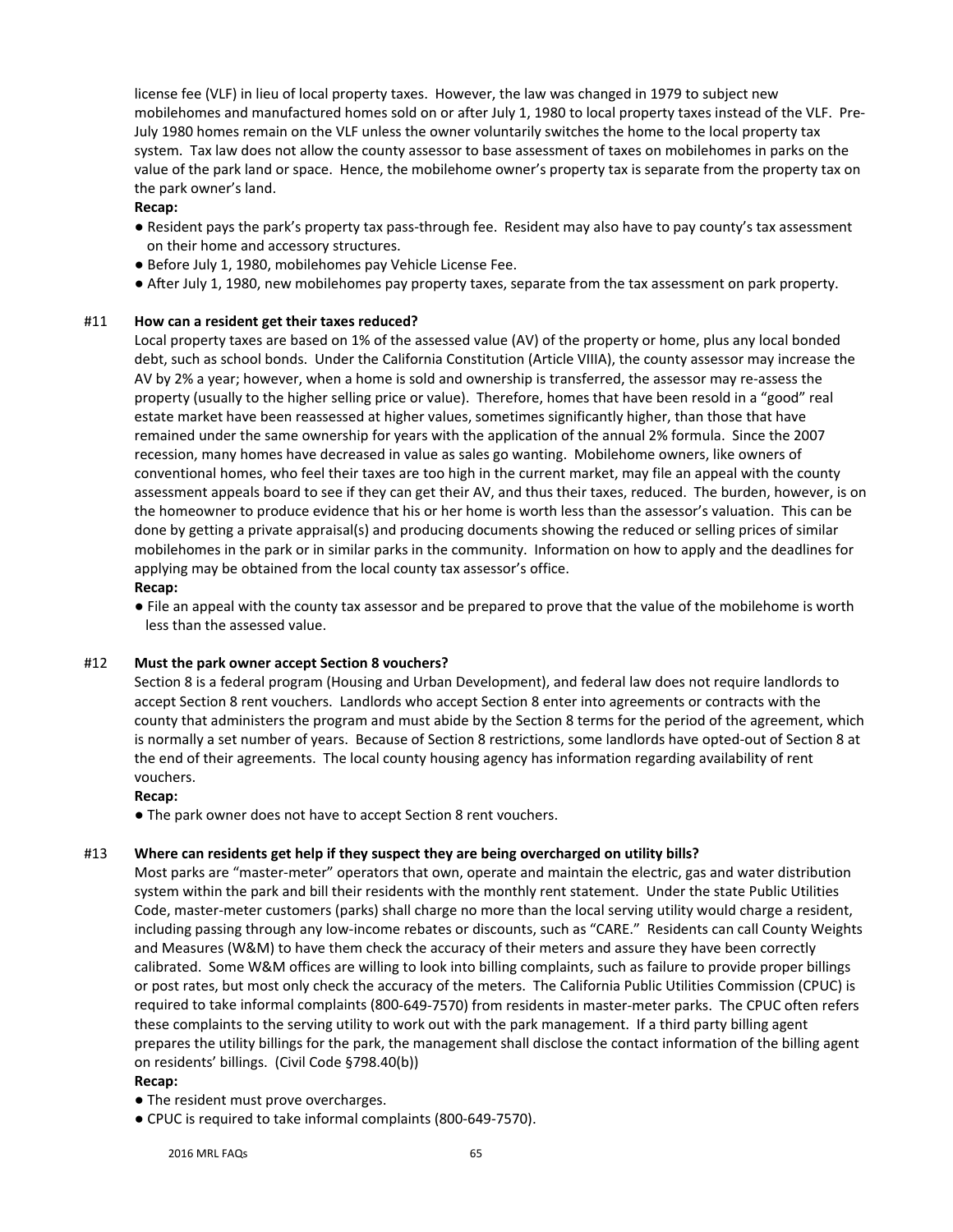license fee (VLF) in lieu of local property taxes. However, the law was changed in 1979 to subject new mobilehomes and manufactured homes sold on or after July 1, 1980 to local property taxes instead of the VLF. Pre-July 1980 homes remain on the VLF unless the owner voluntarily switches the home to the local property tax system. Tax law does not allow the county assessor to base assessment of taxes on mobilehomes in parks on the value of the park land or space. Hence, the mobilehome owner's property tax is separate from the property tax on the park owner's land.

**Recap:**

- Resident pays the park's property tax pass-through fee. Resident may also have to pay county's tax assessment on their home and accessory structures.
- Before July 1, 1980, mobilehomes pay Vehicle License Fee.
- After July 1, 1980, new mobilehomes pay property taxes, separate from the tax assessment on park property.

#11 **How can a resident get their taxes reduced?**

Local property taxes are based on 1% of the assessed value (AV) of the property or home, plus any local bonded debt, such as school bonds. Under the California Constitution (Article VIIIA), the county assessor may increase the AV by 2% a year; however, when a home is sold and ownership is transferred, the assessor may re-assess the property (usually to the higher selling price or value). Therefore, homes that have been resold in a "good" real estate market have been reassessed at higher values, sometimes significantly higher, than those that have remained under the same ownership for years with the application of the annual 2% formula. Since the 2007 recession, many homes have decreased in value as sales go wanting. Mobilehome owners, like owners of conventional homes, who feel their taxes are too high in the current market, may file an appeal with the county assessment appeals board to see if they can get their AV, and thus their taxes, reduced. The burden, however, is on the homeowner to produce evidence that his or her home is worth less than the assessor's valuation. This can be done by getting a private appraisal(s) and producing documents showing the reduced or selling prices of similar mobilehomes in the park or in similar parks in the community. Information on how to apply and the deadlines for applying may be obtained from the local county tax assessor's office.

**Recap:**

- File an appeal with the county tax assessor and be prepared to prove that the value of the mobilehome is worth less than the assessed value.

#12 **Must the park owner accept Section 8 vouchers?**

Section 8 is a federal program (Housing and Urban Development), and federal law does not require landlords to accept Section 8 rent vouchers. Landlords who accept Section 8 enter into agreements or contracts with the county that administers the program and must abide by the Section 8 terms for the period of the agreement, which is normally a set number of years. Because of Section 8 restrictions, some landlords have opted-out of Section 8 at the end of their agreements. The local county housing agency has information regarding availability of rent vouchers.

**Recap:**

- The park owner does not have to accept Section 8 rent vouchers.

#13 **Where can residents get help if they suspect they are being overcharged on utility bills?**

Most parks are "master-meter" operators that own, operate and maintain the electric, gas and water distribution system within the park and bill their residents with the monthly rent statement. Under the state Public Utilities Code, master-meter customers (parks) shall charge no more than the local serving utility would charge a resident, including passing through any low-income rebates or discounts, such as "CARE." Residents can call County Weights and Measures (W&M) to have them check the accuracy of their meters and assure they have been correctly calibrated. Some W&M offices are willing to look into billing complaints, such as failure to provide proper billings or post rates, but most only check the accuracy of the meters. The California Public Utilities Commission (CPUC) is required to take informal complaints (800-649-7570) from residents in master-meter parks. The CPUC often refers these complaints to the serving utility to work out with the park management. If a third party billing agent prepares the utility billings for the park, the management shall disclose the contact information of the billing agent on residents' billings. (Civil Code §798.40(b))

**Recap:**

- The resident must prove overcharges.
- CPUC is required to take informal complaints (800-649-7570).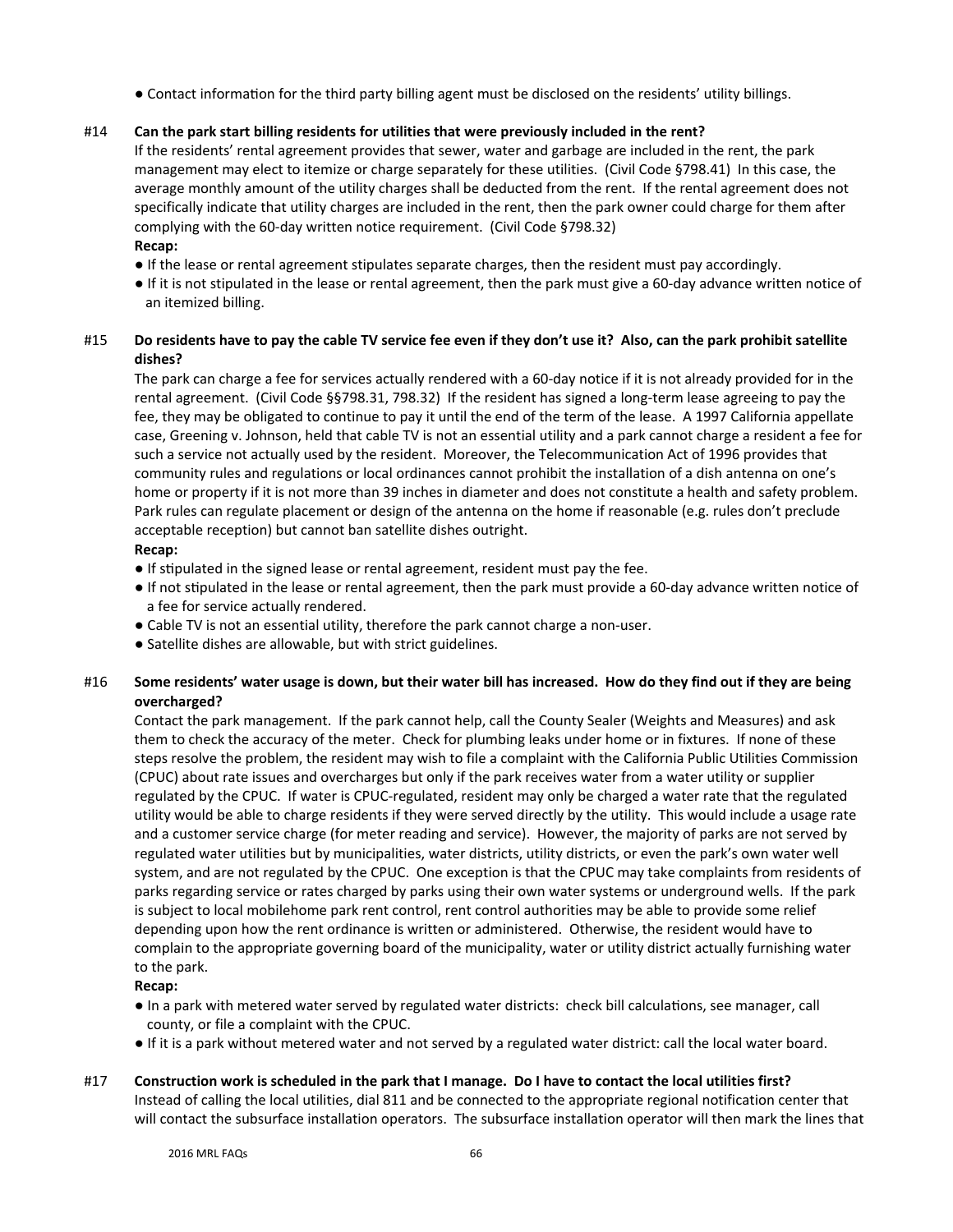● Contact information for the third party billing agent must be disclosed on the residents' utility billings.

#14 **Can the park start billing residents for utilities that were previously included in the rent?**

If the residents' rental agreement provides that sewer, water and garbage are included in the rent, the park management may elect to itemize or charge separately for these utilities. (Civil Code §798.41) In this case, the average monthly amount of the utility charges shall be deducted from the rent. If the rental agreement does not specifically indicate that utility charges are included in the rent, then the park owner could charge for them after complying with the 60-day written notice requirement. (Civil Code §798.32)

**Recap:**

- If the lease or rental agreement stipulates separate charges, then the resident must pay accordingly.
- If it is not stipulated in the lease or rental agreement, then the park must give a 60-day advance written notice of an itemized billing.

#15 **Do residents have to pay the cable TV service fee even if they don't use it? Also, can the park prohibit satellite dishes?**

The park can charge a fee for services actually rendered with a 60-day notice if it is not already provided for in the rental agreement. (Civil Code §§798.31, 798.32) If the resident has signed a long-term lease agreeing to pay the fee, they may be obligated to continue to pay it until the end of the term of the lease. A 1997 California appellate case, Greening v. Johnson, held that cable TV is not an essential utility and a park cannot charge a resident a fee for such a service not actually used by the resident. Moreover, the Telecommunication Act of 1996 provides that community rules and regulations or local ordinances cannot prohibit the installation of a dish antenna on one's home or property if it is not more than 39 inches in diameter and does not constitute a health and safety problem. Park rules can regulate placement or design of the antenna on the home if reasonable (e.g. rules don't preclude acceptable reception) but cannot ban satellite dishes outright.

**Recap:**

- If stipulated in the signed lease or rental agreement, resident must pay the fee.
- If not stipulated in the lease or rental agreement, then the park must provide a 60-day advance written notice of a fee for service actually rendered.
- Cable TV is not an essential utility, therefore the park cannot charge a non-user.
- Satellite dishes are allowable, but with strict guidelines.

#16 **Some residents' water usage is down, but their water bill has increased. How do they find out if they are being overcharged?**

Contact the park management. If the park cannot help, call the County Sealer (Weights and Measures) and ask them to check the accuracy of the meter. Check for plumbing leaks under home or in fixtures. If none of these steps resolve the problem, the resident may wish to file a complaint with the California Public Utilities Commission (CPUC) about rate issues and overcharges but only if the park receives water from a water utility or supplier regulated by the CPUC. If water is CPUC-regulated, resident may only be charged a water rate that the regulated utility would be able to charge residents if they were served directly by the utility. This would include a usage rate and a customer service charge (for meter reading and service). However, the majority of parks are not served by regulated water utilities but by municipalities, water districts, utility districts, or even the park's own water well system, and are not regulated by the CPUC. One exception is that the CPUC may take complaints from residents of parks regarding service or rates charged by parks using their own water systems or underground wells. If the park is subject to local mobilehome park rent control, rent control authorities may be able to provide some relief depending upon how the rent ordinance is written or administered. Otherwise, the resident would have to complain to the appropriate governing board of the municipality, water or utility district actually furnishing water to the park.

**Recap:**

- In a park with metered water served by regulated water districts: check bill calculations, see manager, call county, or file a complaint with the CPUC.
- If it is a park without metered water and not served by a regulated water district: call the local water board.

#17 **Construction work is scheduled in the park that I manage. Do I have to contact the local utilities first?**

Instead of calling the local utilities, dial 811 and be connected to the appropriate regional notification center that will contact the subsurface installation operators. The subsurface installation operator will then mark the lines that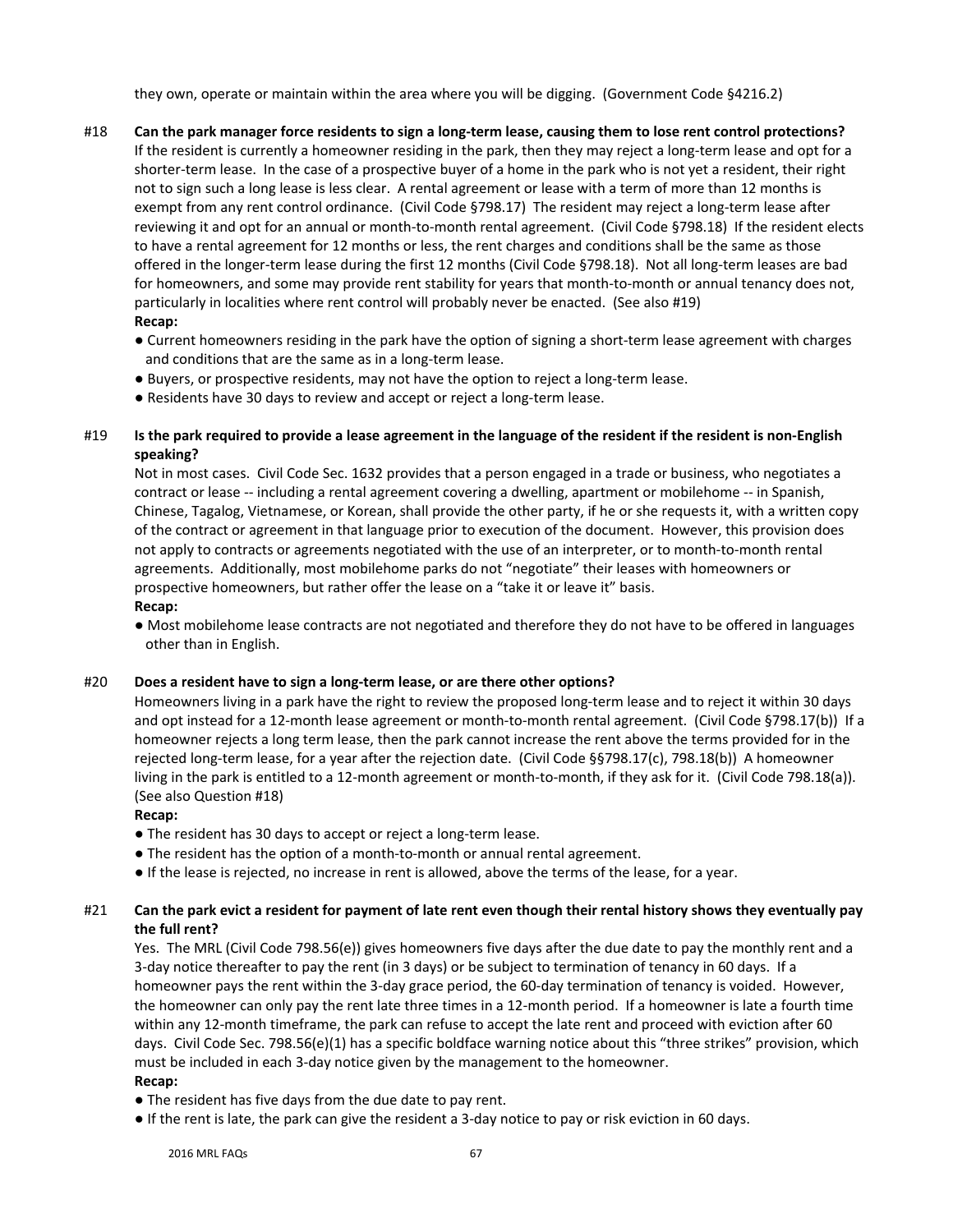they own, operate or maintain within the area where you will be digging. (Government Code §4216.2)

#18 **Can the park manager force residents to sign a long-term lease, causing them to lose rent control protections?**

If the resident is currently a homeowner residing in the park, then they may reject a long-term lease and opt for a shorter-term lease. In the case of a prospective buyer of a home in the park who is not yet a resident, their right not to sign such a long lease is less clear. A rental agreement or lease with a term of more than 12 months is exempt from any rent control ordinance. (Civil Code §798.17) The resident may reject a long-term lease after reviewing it and opt for an annual or month-to-month rental agreement. (Civil Code §798.18) If the resident elects to have a rental agreement for 12 months or less, the rent charges and conditions shall be the same as those offered in the longer-term lease during the first 12 months (Civil Code §798.18). Not all long-term leases are bad for homeowners, and some may provide rent stability for years that month-to-month or annual tenancy does not, particularly in localities where rent control will probably never be enacted. (See also #19)

**Recap:**

- Current homeowners residing in the park have the option of signing a short-term lease agreement with charges and conditions that are the same as in a long-term lease.
- Buyers, or prospective residents, may not have the option to reject a long-term lease.
- Residents have 30 days to review and accept or reject a long-term lease.

#19 **Is the park required to provide a lease agreement in the language of the resident if the resident is non-English speaking?**

Not in most cases. Civil Code Sec. 1632 provides that a person engaged in a trade or business, who negotiates a contract or lease -- including a rental agreement covering a dwelling, apartment or mobilehome -- in Spanish, Chinese, Tagalog, Vietnamese, or Korean, shall provide the other party, if he or she requests it, with a written copy of the contract or agreement in that language prior to execution of the document. However, this provision does not apply to contracts or agreements negotiated with the use of an interpreter, or to month-to-month rental agreements. Additionally, most mobilehome parks do not "negotiate" their leases with homeowners or prospective homeowners, but rather offer the lease on a "take it or leave it" basis.

**Recap:**

- Most mobilehome lease contracts are not negotiated and therefore they do not have to be offered in languages other than in English.

#20 **Does a resident have to sign a long-term lease, or are there other options?**

Homeowners living in a park have the right to review the proposed long-term lease and to reject it within 30 days and opt instead for a 12-month lease agreement or month-to-month rental agreement. (Civil Code §798.17(b)) If a homeowner rejects a long term lease, then the park cannot increase the rent above the terms provided for in the rejected long-term lease, for a year after the rejection date. (Civil Code §§798.17(c), 798.18(b)) A homeowner living in the park is entitled to a 12-month agreement or month-to-month, if they ask for it. (Civil Code 798.18(a)). (See also Question #18)

**Recap:**

- The resident has 30 days to accept or reject a long-term lease.
- The resident has the option of a month-to-month or annual rental agreement.
- If the lease is rejected, no increase in rent is allowed, above the terms of the lease, for a year.

#21 **Can the park evict a resident for payment of late rent even though their rental history shows they eventually pay the full rent?**

Yes. The MRL (Civil Code 798.56(e)) gives homeowners five days after the due date to pay the monthly rent and a 3-day notice thereafter to pay the rent (in 3 days) or be subject to termination of tenancy in 60 days. If a homeowner pays the rent within the 3-day grace period, the 60-day termination of tenancy is voided. However, the homeowner can only pay the rent late three times in a 12-month period. If a homeowner is late a fourth time within any 12-month timeframe, the park can refuse to accept the late rent and proceed with eviction after 60 days. Civil Code Sec. 798.56(e)(1) has a specific boldface warning notice about this "three strikes" provision, which must be included in each 3-day notice given by the management to the homeowner.

**Recap:**

- The resident has five days from the due date to pay rent.
- If the rent is late, the park can give the resident a 3-day notice to pay or risk eviction in 60 days.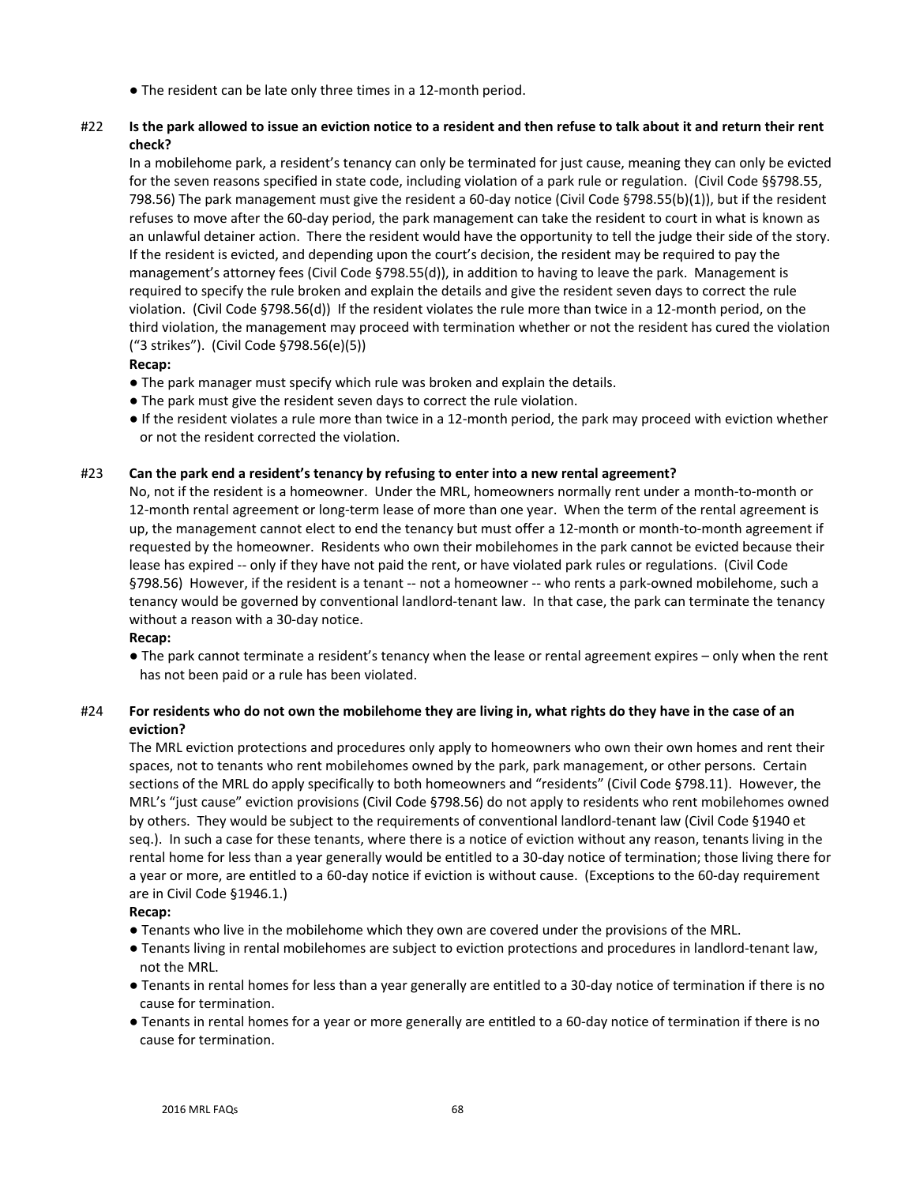- The resident can be late only three times in a 12-month period.

**#22 Is the park allowed to issue an eviction notice to a resident and then refuse to talk about it and return their rent check?**

In a mobilehome park, a resident's tenancy can only be terminated for just cause, meaning they can only be evicted for the seven reasons specified in state code, including violation of a park rule or regulation. (Civil Code §§798.55, 798.56) The park management must give the resident a 60-day notice (Civil Code §798.55(b)(1)), but if the resident refuses to move after the 60-day period, the park management can take the resident to court in what is known as an unlawful detainer action. There the resident would have the opportunity to tell the judge their side of the story. If the resident is evicted, and depending upon the court's decision, the resident may be required to pay the management's attorney fees (Civil Code §798.55(d)), in addition to having to leave the park. Management is required to specify the rule broken and explain the details and give the resident seven days to correct the rule violation. (Civil Code §798.56(d)) If the resident violates the rule more than twice in a 12-month period, on the third violation, the management may proceed with termination whether or not the resident has cured the violation ("3 strikes"). (Civil Code §798.56(e)(5))

**Recap:**

- The park manager must specify which rule was broken and explain the details.
- The park must give the resident seven days to correct the rule violation.
- If the resident violates a rule more than twice in a 12-month period, the park may proceed with eviction whether or not the resident corrected the violation.

**#23 Can the park end a resident's tenancy by refusing to enter into a new rental agreement?**

No, not if the resident is a homeowner. Under the MRL, homeowners normally rent under a month-to-month or 12-month rental agreement or long-term lease of more than one year. When the term of the rental agreement is up, the management cannot elect to end the tenancy but must offer a 12-month or month-to-month agreement if requested by the homeowner. Residents who own their mobilehomes in the park cannot be evicted because their lease has expired -- only if they have not paid the rent, or have violated park rules or regulations. (Civil Code §798.56) However, if the resident is a tenant -- not a homeowner -- who rents a park-owned mobilehome, such a tenancy would be governed by conventional landlord-tenant law. In that case, the park can terminate the tenancy without a reason with a 30-day notice.

**Recap:**

- The park cannot terminate a resident's tenancy when the lease or rental agreement expires – only when the rent has not been paid or a rule has been violated.

**#24 For residents who do not own the mobilehome they are living in, what rights do they have in the case of an eviction?**

The MRL eviction protections and procedures only apply to homeowners who own their own homes and rent their spaces, not to tenants who rent mobilehomes owned by the park, park management, or other persons. Certain sections of the MRL do apply specifically to both homeowners and "residents" (Civil Code §798.11). However, the MRL's "just cause" eviction provisions (Civil Code §798.56) do not apply to residents who rent mobilehomes owned by others. They would be subject to the requirements of conventional landlord-tenant law (Civil Code §1940 et seq.). In such a case for these tenants, where there is a notice of eviction without any reason, tenants living in the rental home for less than a year generally would be entitled to a 30-day notice of termination; those living there for a year or more, are entitled to a 60-day notice if eviction is without cause. (Exceptions to the 60-day requirement are in Civil Code §1946.1.)

**Recap:**

- Tenants who live in the mobilehome which they own are covered under the provisions of the MRL.
- Tenants living in rental mobilehomes are subject to eviction protections and procedures in landlord-tenant law, not the MRL.
- Tenants in rental homes for less than a year generally are entitled to a 30-day notice of termination if there is no cause for termination.
- Tenants in rental homes for a year or more generally are entitled to a 60-day notice of termination if there is no cause for termination.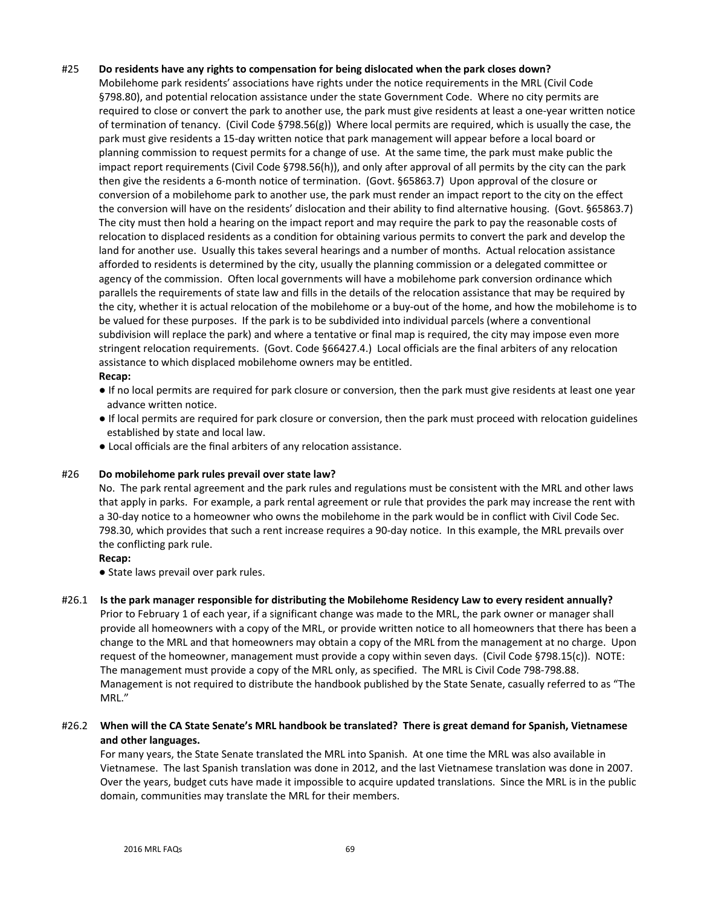#25 **Do residents have any rights to compensation for being dislocated when the park closes down?**

Mobilehome park residents' associations have rights under the notice requirements in the MRL (Civil Code §798.80), and potential relocation assistance under the state Government Code. Where no city permits are required to close or convert the park to another use, the park must give residents at least a one-year written notice of termination of tenancy. (Civil Code §798.56(g)) Where local permits are required, which is usually the case, the park must give residents a 15-day written notice that park management will appear before a local board or planning commission to request permits for a change of use. At the same time, the park must make public the impact report requirements (Civil Code §798.56(h)), and only after approval of all permits by the city can the park then give the residents a 6-month notice of termination. (Govt. §65863.7) Upon approval of the closure or conversion of a mobilehome park to another use, the park must render an impact report to the city on the effect the conversion will have on the residents' dislocation and their ability to find alternative housing. (Govt. §65863.7) The city must then hold a hearing on the impact report and may require the park to pay the reasonable costs of relocation to displaced residents as a condition for obtaining various permits to convert the park and develop the land for another use. Usually this takes several hearings and a number of months. Actual relocation assistance afforded to residents is determined by the city, usually the planning commission or a delegated committee or agency of the commission. Often local governments will have a mobilehome park conversion ordinance which parallels the requirements of state law and fills in the details of the relocation assistance that may be required by the city, whether it is actual relocation of the mobilehome or a buy-out of the home, and how the mobilehome is to be valued for these purposes. If the park is to be subdivided into individual parcels (where a conventional subdivision will replace the park) and where a tentative or final map is required, the city may impose even more stringent relocation requirements. (Govt. Code §66427.4.) Local officials are the final arbiters of any relocation assistance to which displaced mobilehome owners may be entitled.

**Recap:**

- If no local permits are required for park closure or conversion, then the park must give residents at least one year advance written notice.
- If local permits are required for park closure or conversion, then the park must proceed with relocation guidelines established by state and local law.
- Local officials are the final arbiters of any relocation assistance.

#26 **Do mobilehome park rules prevail over state law?**

No. The park rental agreement and the park rules and regulations must be consistent with the MRL and other laws that apply in parks. For example, a park rental agreement or rule that provides the park may increase the rent with a 30-day notice to a homeowner who owns the mobilehome in the park would be in conflict with Civil Code Sec. 798.30, which provides that such a rent increase requires a 90-day notice. In this example, the MRL prevails over the conflicting park rule.

**Recap:**

- State laws prevail over park rules.

#26.1 **Is the park manager responsible for distributing the Mobilehome Residency Law to every resident annually?**

Prior to February 1 of each year, if a significant change was made to the MRL, the park owner or manager shall provide all homeowners with a copy of the MRL, or provide written notice to all homeowners that there has been a change to the MRL and that homeowners may obtain a copy of the MRL from the management at no charge. Upon request of the homeowner, management must provide a copy within seven days. (Civil Code §798.15(c)). NOTE: The management must provide a copy of the MRL only, as specified. The MRL is Civil Code 798-798.88. Management is not required to distribute the handbook published by the State Senate, casually referred to as "The MRL."

#26.2 **When will the CA State Senate's MRL handbook be translated? There is great demand for Spanish, Vietnamese and other languages.**

For many years, the State Senate translated the MRL into Spanish. At one time the MRL was also available in Vietnamese. The last Spanish translation was done in 2012, and the last Vietnamese translation was done in 2007. Over the years, budget cuts have made it impossible to acquire updated translations. Since the MRL is in the public domain, communities may translate the MRL for their members.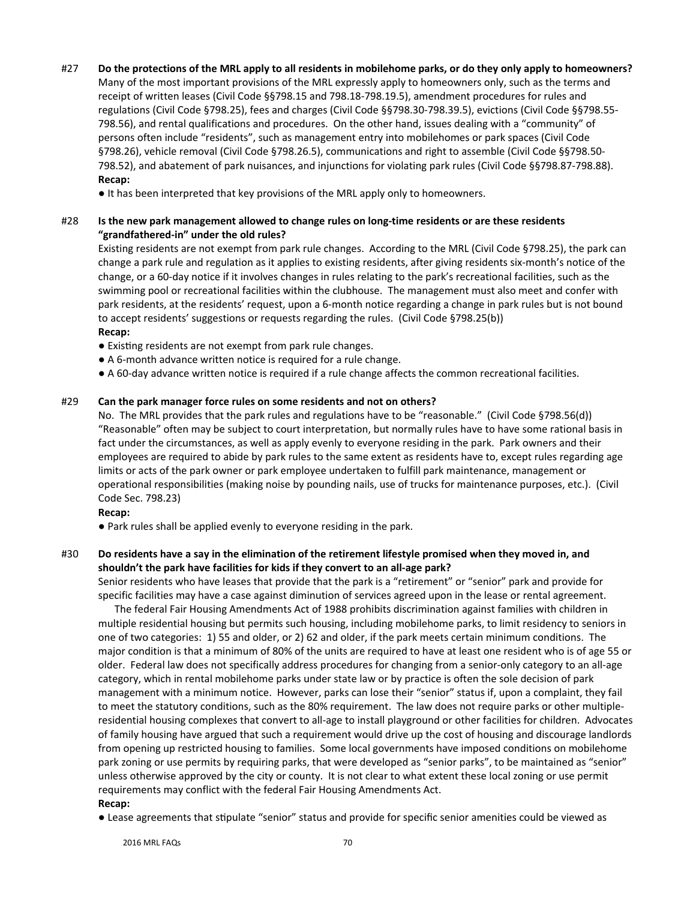#27 **Do the protections of the MRL apply to all residents in mobilehome parks, or do they only apply to homeowners?**

Many of the most important provisions of the MRL expressly apply to homeowners only, such as the terms and receipt of written leases (Civil Code §§798.15 and 798.18-798.19.5), amendment procedures for rules and regulations (Civil Code §798.25), fees and charges (Civil Code §§798.30-798.39.5), evictions (Civil Code §§798.55-798.56), and rental qualifications and procedures. On the other hand, issues dealing with a "community" of persons often include "residents", such as management entry into mobilehomes or park spaces (Civil Code §798.26), vehicle removal (Civil Code §798.26.5), communications and right to assemble (Civil Code §§798.50-798.52), and abatement of park nuisances, and injunctions for violating park rules (Civil Code §§798.87-798.88).

**Recap:**

- It has been interpreted that key provisions of the MRL apply only to homeowners.

#28 **Is the new park management allowed to change rules on long-time residents or are these residents "grandfathered-in" under the old rules?**

Existing residents are not exempt from park rule changes. According to the MRL (Civil Code §798.25), the park can change a park rule and regulation as it applies to existing residents, after giving residents six-month's notice of the change, or a 60-day notice if it involves changes in rules relating to the park's recreational facilities, such as the swimming pool or recreational facilities within the clubhouse. The management must also meet and confer with park residents, at the residents' request, upon a 6-month notice regarding a change in park rules but is not bound to accept residents' suggestions or requests regarding the rules. (Civil Code §798.25(b))

**Recap:**

- Existing residents are not exempt from park rule changes.
- A 6-month advance written notice is required for a rule change.
- A 60-day advance written notice is required if a rule change affects the common recreational facilities.

#29 **Can the park manager force rules on some residents and not on others?**

No. The MRL provides that the park rules and regulations have to be "reasonable." (Civil Code §798.56(d)) "Reasonable" often may be subject to court interpretation, but normally rules have to have some rational basis in fact under the circumstances, as well as apply evenly to everyone residing in the park. Park owners and their employees are required to abide by park rules to the same extent as residents have to, except rules regarding age limits or acts of the park owner or park employee undertaken to fulfill park maintenance, management or operational responsibilities (making noise by pounding nails, use of trucks for maintenance purposes, etc.). (Civil Code Sec. 798.23)

**Recap:**

- Park rules shall be applied evenly to everyone residing in the park.

#30 **Do residents have a say in the elimination of the retirement lifestyle promised when they moved in, and shouldn't the park have facilities for kids if they convert to an all-age park?**

Senior residents who have leases that provide that the park is a "retirement" or "senior" park and provide for specific facilities may have a case against diminution of services agreed upon in the lease or rental agreement.

The federal Fair Housing Amendments Act of 1988 prohibits discrimination against families with children in multiple residential housing but permits such housing, including mobilehome parks, to limit residency to seniors in one of two categories: 1) 55 and older, or 2) 62 and older, if the park meets certain minimum conditions. The major condition is that a minimum of 80% of the units are required to have at least one resident who is of age 55 or older. Federal law does not specifically address procedures for changing from a senior-only category to an all-age category, which in rental mobilehome parks under state law or by practice is often the sole decision of park management with a minimum notice. However, parks can lose their "senior" status if, upon a complaint, they fail to meet the statutory conditions, such as the 80% requirement. The law does not require parks or other multiple-residential housing complexes that convert to all-age to install playground or other facilities for children. Advocates of family housing have argued that such a requirement would drive up the cost of housing and discourage landlords from opening up restricted housing to families. Some local governments have imposed conditions on mobilehome park zoning or use permits by requiring parks, that were developed as "senior parks", to be maintained as "senior" unless otherwise approved by the city or county. It is not clear to what extent these local zoning or use permit requirements may conflict with the federal Fair Housing Amendments Act.

**Recap:**

- Lease agreements that stipulate "senior" status and provide for specific senior amenities could be viewed as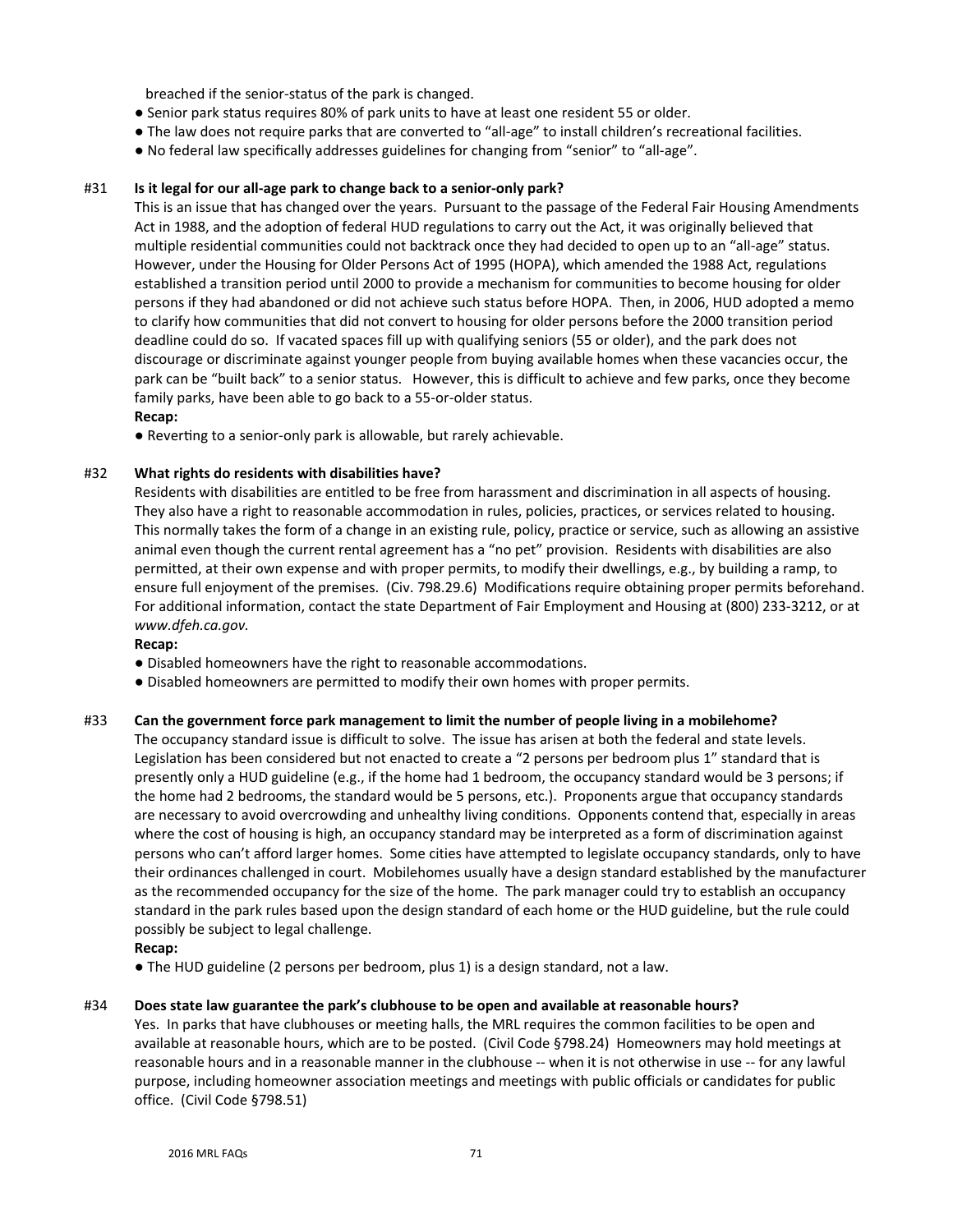breached if the senior-status of the park is changed.

- Senior park status requires 80% of park units to have at least one resident 55 or older.
- The law does not require parks that are converted to "all-age" to install children's recreational facilities.
- No federal law specifically addresses guidelines for changing from "senior" to "all-age".

#31 **Is it legal for our all-age park to change back to a senior-only park?**

This is an issue that has changed over the years. Pursuant to the passage of the Federal Fair Housing Amendments Act in 1988, and the adoption of federal HUD regulations to carry out the Act, it was originally believed that multiple residential communities could not backtrack once they had decided to open up to an "all-age" status. However, under the Housing for Older Persons Act of 1995 (HOPA), which amended the 1988 Act, regulations established a transition period until 2000 to provide a mechanism for communities to become housing for older persons if they had abandoned or did not achieve such status before HOPA. Then, in 2006, HUD adopted a memo to clarify how communities that did not convert to housing for older persons before the 2000 transition period deadline could do so. If vacated spaces fill up with qualifying seniors (55 or older), and the park does not discourage or discriminate against younger people from buying available homes when these vacancies occur, the park can be "built back" to a senior status. However, this is difficult to achieve and few parks, once they become family parks, have been able to go back to a 55-or-older status.

**Recap:**

- Reverting to a senior-only park is allowable, but rarely achievable.

#32 **What rights do residents with disabilities have?**

Residents with disabilities are entitled to be free from harassment and discrimination in all aspects of housing. They also have a right to reasonable accommodation in rules, policies, practices, or services related to housing. This normally takes the form of a change in an existing rule, policy, practice or service, such as allowing an assistive animal even though the current rental agreement has a "no pet" provision. Residents with disabilities are also permitted, at their own expense and with proper permits, to modify their dwellings, e.g., by building a ramp, to ensure full enjoyment of the premises. (Civ. 798.29.6) Modifications require obtaining proper permits beforehand. For additional information, contact the state Department of Fair Employment and Housing at (800) 233-3212, or at *www.dfeh.ca.gov.*

**Recap:**

- Disabled homeowners have the right to reasonable accommodations.
- Disabled homeowners are permitted to modify their own homes with proper permits.

#33 **Can the government force park management to limit the number of people living in a mobilehome?**

The occupancy standard issue is difficult to solve. The issue has arisen at both the federal and state levels. Legislation has been considered but not enacted to create a "2 persons per bedroom plus 1" standard that is presently only a HUD guideline (e.g., if the home had 1 bedroom, the occupancy standard would be 3 persons; if the home had 2 bedrooms, the standard would be 5 persons, etc.). Proponents argue that occupancy standards are necessary to avoid overcrowding and unhealthy living conditions. Opponents contend that, especially in areas where the cost of housing is high, an occupancy standard may be interpreted as a form of discrimination against persons who can't afford larger homes. Some cities have attempted to legislate occupancy standards, only to have their ordinances challenged in court. Mobilehomes usually have a design standard established by the manufacturer as the recommended occupancy for the size of the home. The park manager could try to establish an occupancy standard in the park rules based upon the design standard of each home or the HUD guideline, but the rule could possibly be subject to legal challenge.

**Recap:**

- The HUD guideline (2 persons per bedroom, plus 1) is a design standard, not a law.

#34 **Does state law guarantee the park's clubhouse to be open and available at reasonable hours?**

Yes. In parks that have clubhouses or meeting halls, the MRL requires the common facilities to be open and available at reasonable hours, which are to be posted. (Civil Code §798.24) Homeowners may hold meetings at reasonable hours and in a reasonable manner in the clubhouse -- when it is not otherwise in use -- for any lawful purpose, including homeowner association meetings and meetings with public officials or candidates for public office. (Civil Code §798.51)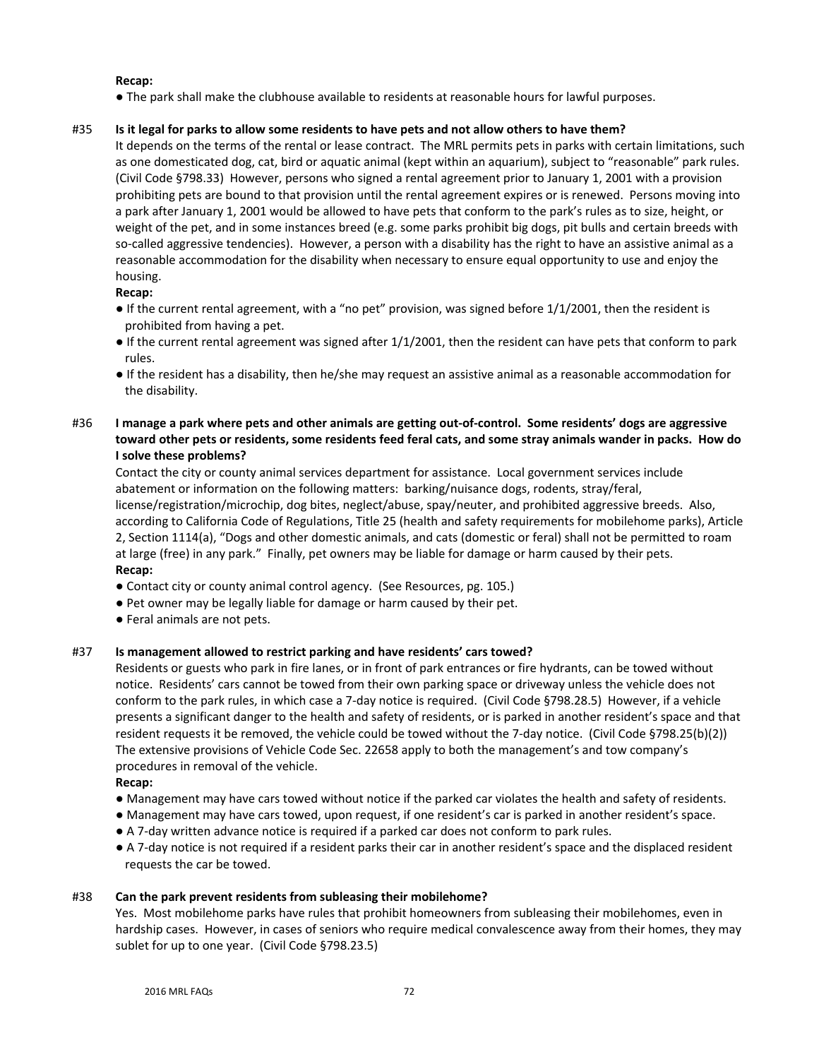**Recap:**

- The park shall make the clubhouse available to residents at reasonable hours for lawful purposes.

#35 **Is it legal for parks to allow some residents to have pets and not allow others to have them?**

It depends on the terms of the rental or lease contract. The MRL permits pets in parks with certain limitations, such as one domesticated dog, cat, bird or aquatic animal (kept within an aquarium), subject to "reasonable" park rules. (Civil Code §798.33) However, persons who signed a rental agreement prior to January 1, 2001 with a provision prohibiting pets are bound to that provision until the rental agreement expires or is renewed. Persons moving into a park after January 1, 2001 would be allowed to have pets that conform to the park's rules as to size, height, or weight of the pet, and in some instances breed (e.g. some parks prohibit big dogs, pit bulls and certain breeds with so-called aggressive tendencies). However, a person with a disability has the right to have an assistive animal as a reasonable accommodation for the disability when necessary to ensure equal opportunity to use and enjoy the housing.

**Recap:**

- If the current rental agreement, with a "no pet" provision, was signed before 1/1/2001, then the resident is prohibited from having a pet.
- If the current rental agreement was signed after 1/1/2001, then the resident can have pets that conform to park rules.
- If the resident has a disability, then he/she may request an assistive animal as a reasonable accommodation for the disability.

#36 **I manage a park where pets and other animals are getting out-of-control. Some residents' dogs are aggressive toward other pets or residents, some residents feed feral cats, and some stray animals wander in packs. How do I solve these problems?**

Contact the city or county animal services department for assistance. Local government services include abatement or information on the following matters: barking/nuisance dogs, rodents, stray/feral, license/registration/microchip, dog bites, neglect/abuse, spay/neuter, and prohibited aggressive breeds. Also, according to California Code of Regulations, Title 25 (health and safety requirements for mobilehome parks), Article 2, Section 1114(a), "Dogs and other domestic animals, and cats (domestic or feral) shall not be permitted to roam at large (free) in any park." Finally, pet owners may be liable for damage or harm caused by their pets.

**Recap:**

- Contact city or county animal control agency. (See Resources, pg. 105.)
- Pet owner may be legally liable for damage or harm caused by their pet.
- Feral animals are not pets.

#37 **Is management allowed to restrict parking and have residents' cars towed?**

Residents or guests who park in fire lanes, or in front of park entrances or fire hydrants, can be towed without notice. Residents' cars cannot be towed from their own parking space or driveway unless the vehicle does not conform to the park rules, in which case a 7-day notice is required. (Civil Code §798.28.5) However, if a vehicle presents a significant danger to the health and safety of residents, or is parked in another resident's space and that resident requests it be removed, the vehicle could be towed without the 7-day notice. (Civil Code §798.25(b)(2)) The extensive provisions of Vehicle Code Sec. 22658 apply to both the management's and tow company's procedures in removal of the vehicle.

**Recap:**

- Management may have cars towed without notice if the parked car violates the health and safety of residents.
- Management may have cars towed, upon request, if one resident's car is parked in another resident's space.
- A 7-day written advance notice is required if a parked car does not conform to park rules.
- A 7-day notice is not required if a resident parks their car in another resident's space and the displaced resident requests the car be towed.

#38 **Can the park prevent residents from subleasing their mobilehome?**

Yes. Most mobilehome parks have rules that prohibit homeowners from subleasing their mobilehomes, even in hardship cases. However, in cases of seniors who require medical convalescence away from their homes, they may sublet for up to one year. (Civil Code §798.23.5)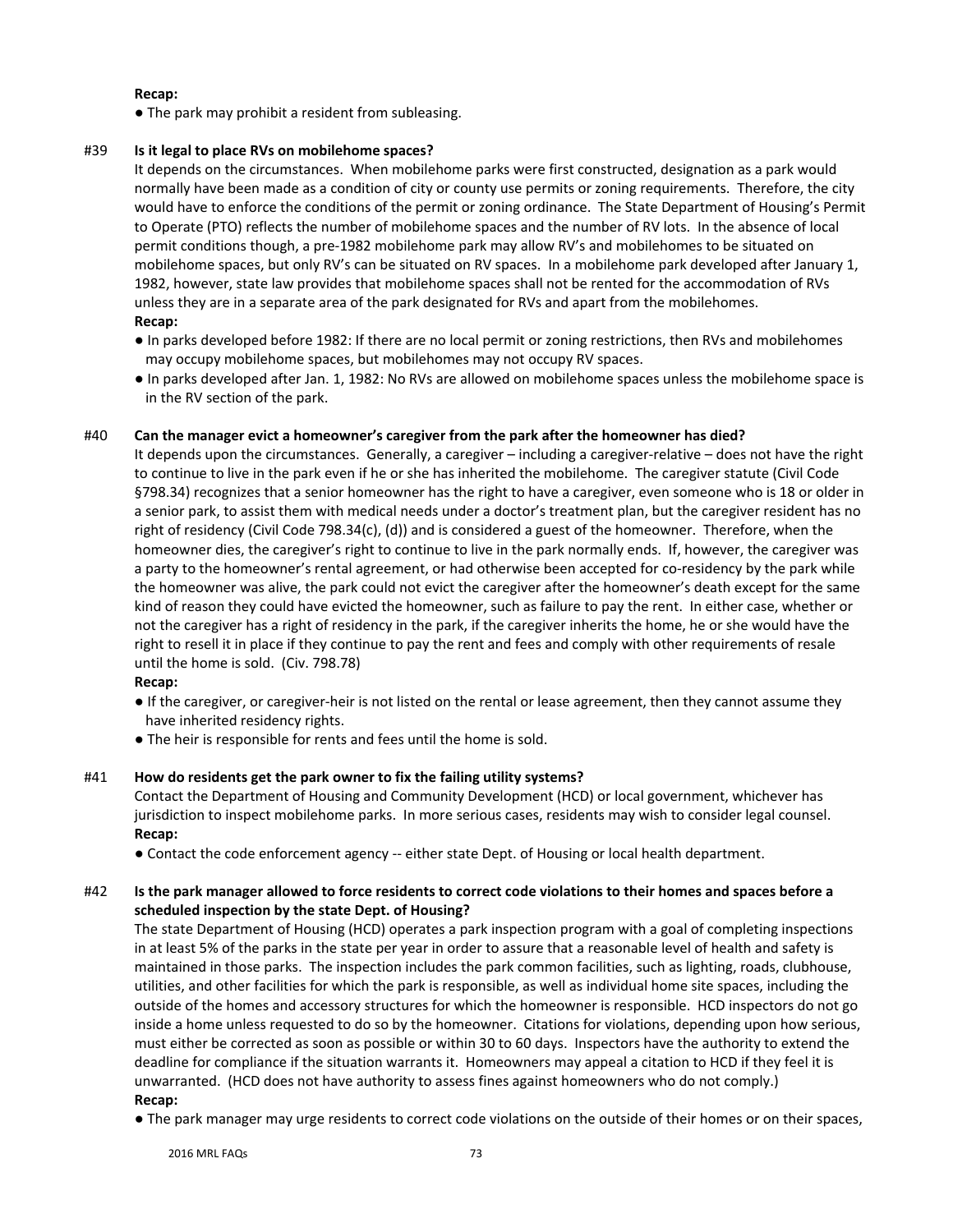**Recap:**

● The park may prohibit a resident from subleasing.

#39 **Is it legal to place RVs on mobilehome spaces?**

It depends on the circumstances. When mobilehome parks were first constructed, designation as a park would normally have been made as a condition of city or county use permits or zoning requirements. Therefore, the city would have to enforce the conditions of the permit or zoning ordinance. The State Department of Housing's Permit to Operate (PTO) reflects the number of mobilehome spaces and the number of RV lots. In the absence of local permit conditions though, a pre-1982 mobilehome park may allow RV's and mobilehomes to be situated on mobilehome spaces, but only RV's can be situated on RV spaces. In a mobilehome park developed after January 1, 1982, however, state law provides that mobilehome spaces shall not be rented for the accommodation of RVs unless they are in a separate area of the park designated for RVs and apart from the mobilehomes.

**Recap:**

● In parks developed before 1982: If there are no local permit or zoning restrictions, then RVs and mobilehomes may occupy mobilehome spaces, but mobilehomes may not occupy RV spaces.

● In parks developed after Jan. 1, 1982: No RVs are allowed on mobilehome spaces unless the mobilehome space is in the RV section of the park.

#40 **Can the manager evict a homeowner's caregiver from the park after the homeowner has died?**

It depends upon the circumstances. Generally, a caregiver – including a caregiver-relative – does not have the right to continue to live in the park even if he or she has inherited the mobilehome. The caregiver statute (Civil Code §798.34) recognizes that a senior homeowner has the right to have a caregiver, even someone who is 18 or older in a senior park, to assist them with medical needs under a doctor's treatment plan, but the caregiver resident has no right of residency (Civil Code 798.34(c), (d)) and is considered a guest of the homeowner. Therefore, when the homeowner dies, the caregiver's right to continue to live in the park normally ends. If, however, the caregiver was a party to the homeowner's rental agreement, or had otherwise been accepted for co-residency by the park while the homeowner was alive, the park could not evict the caregiver after the homeowner's death except for the same kind of reason they could have evicted the homeowner, such as failure to pay the rent. In either case, whether or not the caregiver has a right of residency in the park, if the caregiver inherits the home, he or she would have the right to resell it in place if they continue to pay the rent and fees and comply with other requirements of resale until the home is sold. (Civ. 798.78)

**Recap:**

● If the caregiver, or caregiver-heir is not listed on the rental or lease agreement, then they cannot assume they have inherited residency rights.

● The heir is responsible for rents and fees until the home is sold.

#41 **How do residents get the park owner to fix the failing utility systems?**

Contact the Department of Housing and Community Development (HCD) or local government, whichever has jurisdiction to inspect mobilehome parks. In more serious cases, residents may wish to consider legal counsel.

**Recap:**

● Contact the code enforcement agency -- either state Dept. of Housing or local health department.

#42 **Is the park manager allowed to force residents to correct code violations to their homes and spaces before a scheduled inspection by the state Dept. of Housing?**

The state Department of Housing (HCD) operates a park inspection program with a goal of completing inspections in at least 5% of the parks in the state per year in order to assure that a reasonable level of health and safety is maintained in those parks. The inspection includes the park common facilities, such as lighting, roads, clubhouse, utilities, and other facilities for which the park is responsible, as well as individual home site spaces, including the outside of the homes and accessory structures for which the homeowner is responsible. HCD inspectors do not go inside a home unless requested to do so by the homeowner. Citations for violations, depending upon how serious, must either be corrected as soon as possible or within 30 to 60 days. Inspectors have the authority to extend the deadline for compliance if the situation warrants it. Homeowners may appeal a citation to HCD if they feel it is unwarranted. (HCD does not have authority to assess fines against homeowners who do not comply.)

**Recap:**

● The park manager may urge residents to correct code violations on the outside of their homes or on their spaces,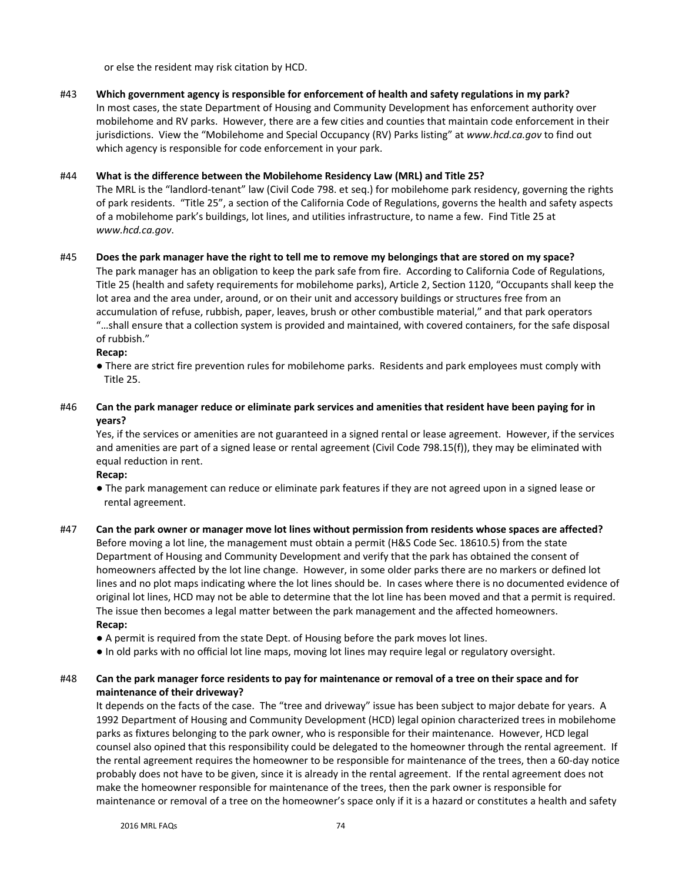or else the resident may risk citation by HCD.

#43 **Which government agency is responsible for enforcement of health and safety regulations in my park?**
In most cases, the state Department of Housing and Community Development has enforcement authority over mobilehome and RV parks. However, there are a few cities and counties that maintain code enforcement in their jurisdictions. View the "Mobilehome and Special Occupancy (RV) Parks listing" at *www.hcd.ca.gov* to find out which agency is responsible for code enforcement in your park.

#44 **What is the difference between the Mobilehome Residency Law (MRL) and Title 25?**
The MRL is the "landlord-tenant" law (Civil Code 798. et seq.) for mobilehome park residency, governing the rights of park residents. "Title 25", a section of the California Code of Regulations, governs the health and safety aspects of a mobilehome park's buildings, lot lines, and utilities infrastructure, to name a few. Find Title 25 at *www.hcd.ca.gov*.

#45 **Does the park manager have the right to tell me to remove my belongings that are stored on my space?**
The park manager has an obligation to keep the park safe from fire. According to California Code of Regulations, Title 25 (health and safety requirements for mobilehome parks), Article 2, Section 1120, "Occupants shall keep the lot area and the area under, around, or on their unit and accessory buildings or structures free from an accumulation of refuse, rubbish, paper, leaves, brush or other combustible material," and that park operators "…shall ensure that a collection system is provided and maintained, with covered containers, for the safe disposal of rubbish."

**Recap:**

- There are strict fire prevention rules for mobilehome parks. Residents and park employees must comply with Title 25.

#46 **Can the park manager reduce or eliminate park services and amenities that resident have been paying for in years?**
Yes, if the services or amenities are not guaranteed in a signed rental or lease agreement. However, if the services and amenities are part of a signed lease or rental agreement (Civil Code 798.15(f)), they may be eliminated with equal reduction in rent.

**Recap:**

- The park management can reduce or eliminate park features if they are not agreed upon in a signed lease or rental agreement.

#47 **Can the park owner or manager move lot lines without permission from residents whose spaces are affected?**
Before moving a lot line, the management must obtain a permit (H&S Code Sec. 18610.5) from the state Department of Housing and Community Development and verify that the park has obtained the consent of homeowners affected by the lot line change. However, in some older parks there are no markers or defined lot lines and no plot maps indicating where the lot lines should be. In cases where there is no documented evidence of original lot lines, HCD may not be able to determine that the lot line has been moved and that a permit is required. The issue then becomes a legal matter between the park management and the affected homeowners.

**Recap:**

- A permit is required from the state Dept. of Housing before the park moves lot lines.
- In old parks with no official lot line maps, moving lot lines may require legal or regulatory oversight.

#48 **Can the park manager force residents to pay for maintenance or removal of a tree on their space and for maintenance of their driveway?**
It depends on the facts of the case. The "tree and driveway" issue has been subject to major debate for years. A 1992 Department of Housing and Community Development (HCD) legal opinion characterized trees in mobilehome parks as fixtures belonging to the park owner, who is responsible for their maintenance. However, HCD legal counsel also opined that this responsibility could be delegated to the homeowner through the rental agreement. If the rental agreement requires the homeowner to be responsible for maintenance of the trees, then a 60-day notice probably does not have to be given, since it is already in the rental agreement. If the rental agreement does not make the homeowner responsible for maintenance of the trees, then the park owner is responsible for maintenance or removal of a tree on the homeowner's space only if it is a hazard or constitutes a health and safety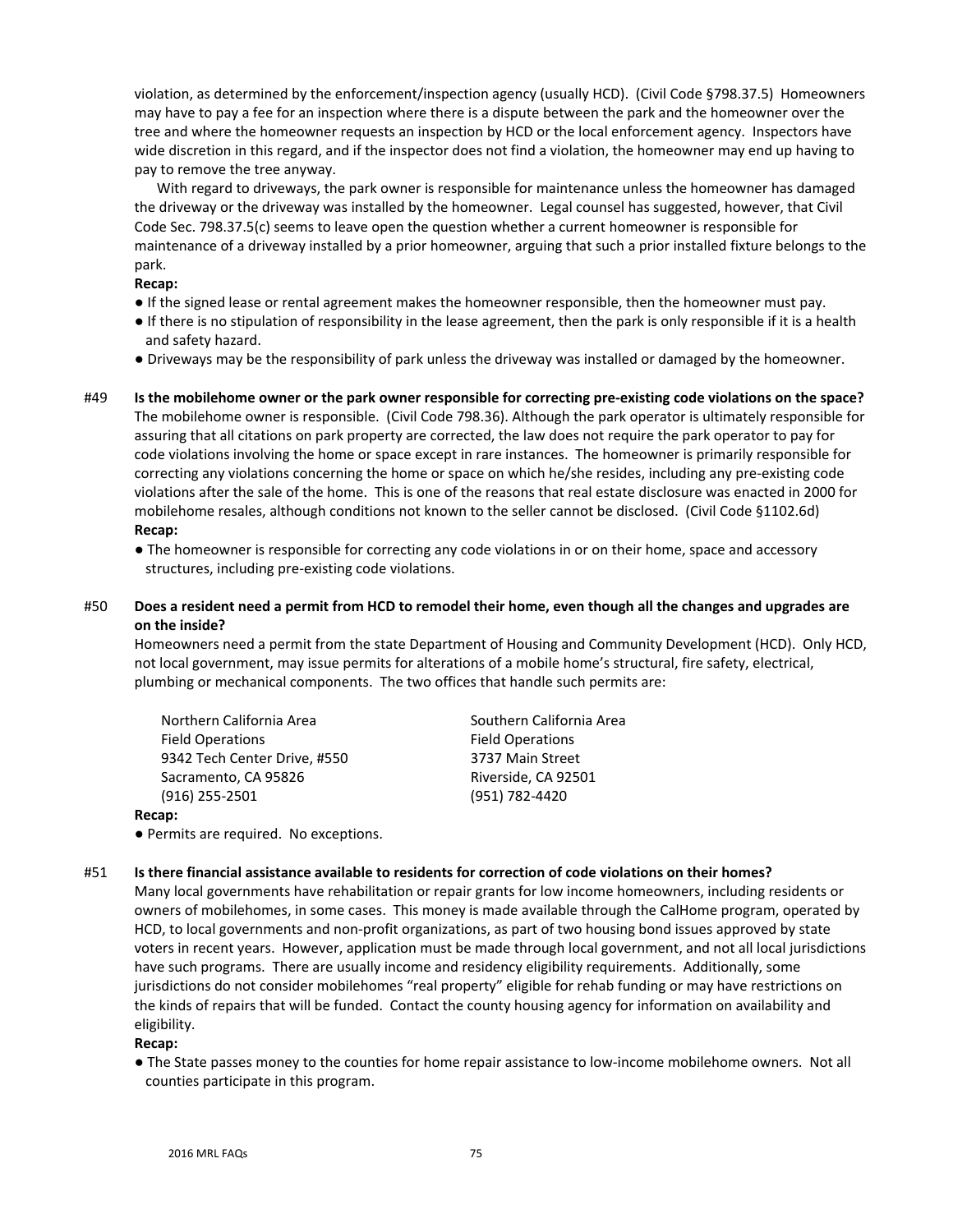violation, as determined by the enforcement/inspection agency (usually HCD). (Civil Code §798.37.5) Homeowners may have to pay a fee for an inspection where there is a dispute between the park and the homeowner over the tree and where the homeowner requests an inspection by HCD or the local enforcement agency. Inspectors have wide discretion in this regard, and if the inspector does not find a violation, the homeowner may end up having to pay to remove the tree anyway.

With regard to driveways, the park owner is responsible for maintenance unless the homeowner has damaged the driveway or the driveway was installed by the homeowner. Legal counsel has suggested, however, that Civil Code Sec. 798.37.5(c) seems to leave open the question whether a current homeowner is responsible for maintenance of a driveway installed by a prior homeowner, arguing that such a prior installed fixture belongs to the park.

**Recap:**

- If the signed lease or rental agreement makes the homeowner responsible, then the homeowner must pay.
- If there is no stipulation of responsibility in the lease agreement, then the park is only responsible if it is a health and safety hazard.
- Driveways may be the responsibility of park unless the driveway was installed or damaged by the homeowner.

**#49 Is the mobilehome owner or the park owner responsible for correcting pre-existing code violations on the space?**

The mobilehome owner is responsible. (Civil Code 798.36). Although the park operator is ultimately responsible for assuring that all citations on park property are corrected, the law does not require the park operator to pay for code violations involving the home or space except in rare instances. The homeowner is primarily responsible for correcting any violations concerning the home or space on which he/she resides, including any pre-existing code violations after the sale of the home. This is one of the reasons that real estate disclosure was enacted in 2000 for mobilehome resales, although conditions not known to the seller cannot be disclosed. (Civil Code §1102.6d)

**Recap:**

- The homeowner is responsible for correcting any code violations in or on their home, space and accessory structures, including pre-existing code violations.

**#50 Does a resident need a permit from HCD to remodel their home, even though all the changes and upgrades are on the inside?**

Homeowners need a permit from the state Department of Housing and Community Development (HCD). Only HCD, not local government, may issue permits for alterations of a mobile home's structural, fire safety, electrical, plumbing or mechanical components. The two offices that handle such permits are:

Northern California Area
Field Operations
9342 Tech Center Drive, #550
Sacramento, CA 95826
(916) 255-2501

Southern California Area
Field Operations
3737 Main Street
Riverside, CA 92501
(951) 782-4420

**Recap:**

- Permits are required. No exceptions.

**#51 Is there financial assistance available to residents for correction of code violations on their homes?**

Many local governments have rehabilitation or repair grants for low income homeowners, including residents or owners of mobilehomes, in some cases. This money is made available through the CalHome program, operated by HCD, to local governments and non-profit organizations, as part of two housing bond issues approved by state voters in recent years. However, application must be made through local government, and not all local jurisdictions have such programs. There are usually income and residency eligibility requirements. Additionally, some jurisdictions do not consider mobilehomes "real property" eligible for rehab funding or may have restrictions on the kinds of repairs that will be funded. Contact the county housing agency for information on availability and eligibility.

**Recap:**

- The State passes money to the counties for home repair assistance to low-income mobilehome owners. Not all counties participate in this program.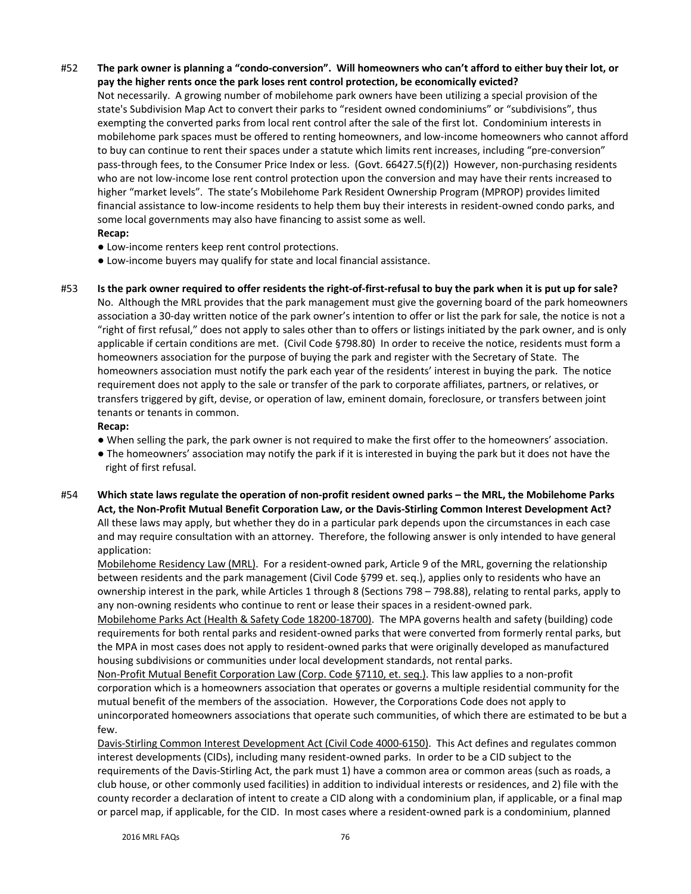#52 **The park owner is planning a "condo-conversion". Will homeowners who can't afford to either buy their lot, or pay the higher rents once the park loses rent control protection, be economically evicted?**

Not necessarily. A growing number of mobilehome park owners have been utilizing a special provision of the state's Subdivision Map Act to convert their parks to "resident owned condominiums" or "subdivisions", thus exempting the converted parks from local rent control after the sale of the first lot. Condominium interests in mobilehome park spaces must be offered to renting homeowners, and low-income homeowners who cannot afford to buy can continue to rent their spaces under a statute which limits rent increases, including "pre-conversion" pass-through fees, to the Consumer Price Index or less. (Govt. 66427.5(f)(2)) However, non-purchasing residents who are not low-income lose rent control protection upon the conversion and may have their rents increased to higher "market levels". The state's Mobilehome Park Resident Ownership Program (MPROP) provides limited financial assistance to low-income residents to help them buy their interests in resident-owned condo parks, and some local governments may also have financing to assist some as well.

**Recap:**

- Low-income renters keep rent control protections.
- Low-income buyers may qualify for state and local financial assistance.

#53 **Is the park owner required to offer residents the right-of-first-refusal to buy the park when it is put up for sale?**

No. Although the MRL provides that the park management must give the governing board of the park homeowners association a 30-day written notice of the park owner's intention to offer or list the park for sale, the notice is not a "right of first refusal," does not apply to sales other than to offers or listings initiated by the park owner, and is only applicable if certain conditions are met. (Civil Code §798.80) In order to receive the notice, residents must form a homeowners association for the purpose of buying the park and register with the Secretary of State. The homeowners association must notify the park each year of the residents' interest in buying the park. The notice requirement does not apply to the sale or transfer of the park to corporate affiliates, partners, or relatives, or transfers triggered by gift, devise, or operation of law, eminent domain, foreclosure, or transfers between joint tenants or tenants in common.

**Recap:**

- When selling the park, the park owner is not required to make the first offer to the homeowners' association.
- The homeowners' association may notify the park if it is interested in buying the park but it does not have the right of first refusal.

#54 **Which state laws regulate the operation of non-profit resident owned parks – the MRL, the Mobilehome Parks Act, the Non-Profit Mutual Benefit Corporation Law, or the Davis-Stirling Common Interest Development Act?**

All these laws may apply, but whether they do in a particular park depends upon the circumstances in each case and may require consultation with an attorney. Therefore, the following answer is only intended to have general application:

Mobilehome Residency Law (MRL). For a resident-owned park, Article 9 of the MRL, governing the relationship between residents and the park management (Civil Code §799 et. seq.), applies only to residents who have an ownership interest in the park, while Articles 1 through 8 (Sections 798 – 798.88), relating to rental parks, apply to any non-owning residents who continue to rent or lease their spaces in a resident-owned park.

Mobilehome Parks Act (Health & Safety Code 18200-18700). The MPA governs health and safety (building) code requirements for both rental parks and resident-owned parks that were converted from formerly rental parks, but the MPA in most cases does not apply to resident-owned parks that were originally developed as manufactured housing subdivisions or communities under local development standards, not rental parks.

Non-Profit Mutual Benefit Corporation Law (Corp. Code §7110, et. seq.). This law applies to a non-profit corporation which is a homeowners association that operates or governs a multiple residential community for the mutual benefit of the members of the association. However, the Corporations Code does not apply to unincorporated homeowners associations that operate such communities, of which there are estimated to be but a few.

Davis-Stirling Common Interest Development Act (Civil Code 4000-6150). This Act defines and regulates common interest developments (CIDs), including many resident-owned parks. In order to be a CID subject to the requirements of the Davis-Stirling Act, the park must 1) have a common area or common areas (such as roads, a club house, or other commonly used facilities) in addition to individual interests or residences, and 2) file with the county recorder a declaration of intent to create a CID along with a condominium plan, if applicable, or a final map or parcel map, if applicable, for the CID. In most cases where a resident-owned park is a condominium, planned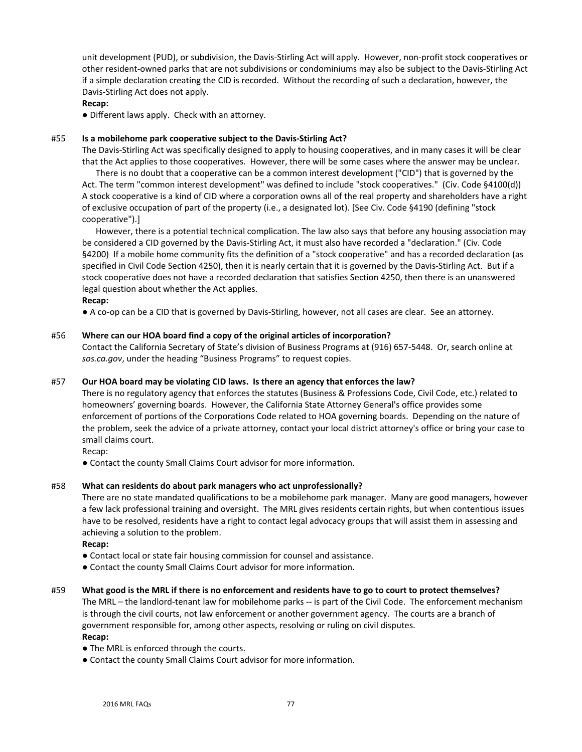unit development (PUD), or subdivision, the Davis-Stirling Act will apply. However, non-profit stock cooperatives or other resident-owned parks that are not subdivisions or condominiums may also be subject to the Davis-Stirling Act if a simple declaration creating the CID is recorded. Without the recording of such a declaration, however, the Davis-Stirling Act does not apply.

**Recap:**

● Different laws apply. Check with an attorney.

### #55 Is a mobilehome park cooperative subject to the Davis-Stirling Act?

The Davis-Stirling Act was specifically designed to apply to housing cooperatives, and in many cases it will be clear that the Act applies to those cooperatives. However, there will be some cases where the answer may be unclear.

There is no doubt that a cooperative can be a common interest development ("CID") that is governed by the Act. The term "common interest development" was defined to include "stock cooperatives." (Civ. Code §4100(d)) A stock cooperative is a kind of CID where a corporation owns all of the real property and shareholders have a right of exclusive occupation of part of the property (i.e., a designated lot). [See Civ. Code §4190 (defining "stock cooperative").]

However, there is a potential technical complication. The law also says that before any housing association may be considered a CID governed by the Davis-Stirling Act, it must also have recorded a "declaration." (Civ. Code §4200) If a mobile home community fits the definition of a "stock cooperative" and has a recorded declaration (as specified in Civil Code Section 4250), then it is nearly certain that it is governed by the Davis-Stirling Act. But if a stock cooperative does not have a recorded declaration that satisfies Section 4250, then there is an unanswered legal question about whether the Act applies.

**Recap:**

● A co-op can be a CID that is governed by Davis-Stirling, however, not all cases are clear. See an attorney.

### #56 Where can our HOA board find a copy of the original articles of incorporation?

Contact the California Secretary of State's division of Business Programs at (916) 657-5448. Or, search online at *sos.ca.gov*, under the heading "Business Programs" to request copies.

### #57 Our HOA board may be violating CID laws. Is there an agency that enforces the law?

There is no regulatory agency that enforces the statutes (Business & Professions Code, Civil Code, etc.) related to homeowners' governing boards. However, the California State Attorney General's office provides some enforcement of portions of the Corporations Code related to HOA governing boards. Depending on the nature of the problem, seek the advice of a private attorney, contact your local district attorney's office or bring your case to small claims court.

Recap:

● Contact the county Small Claims Court advisor for more information.

### #58 What can residents do about park managers who act unprofessionally?

There are no state mandated qualifications to be a mobilehome park manager. Many are good managers, however a few lack professional training and oversight. The MRL gives residents certain rights, but when contentious issues have to be resolved, residents have a right to contact legal advocacy groups that will assist them in assessing and achieving a solution to the problem.

**Recap:**

● Contact local or state fair housing commission for counsel and assistance.
● Contact the county Small Claims Court advisor for more information.

### #59 What good is the MRL if there is no enforcement and residents have to go to court to protect themselves?

The MRL – the landlord-tenant law for mobilehome parks -- is part of the Civil Code. The enforcement mechanism is through the civil courts, not law enforcement or another government agency. The courts are a branch of government responsible for, among other aspects, resolving or ruling on civil disputes.

**Recap:**

● The MRL is enforced through the courts.
● Contact the county Small Claims Court advisor for more information.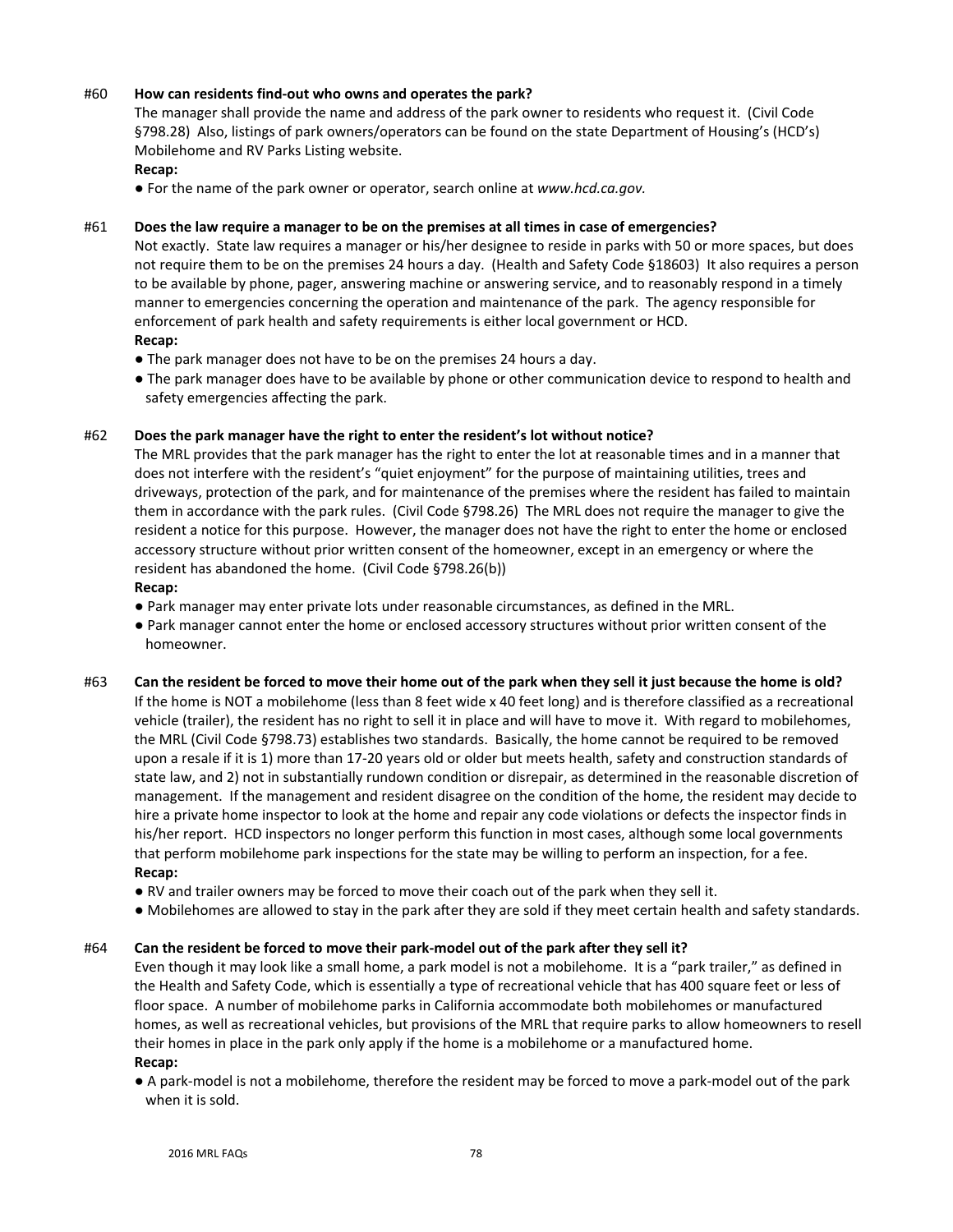#60 **How can residents find-out who owns and operates the park?**

The manager shall provide the name and address of the park owner to residents who request it. (Civil Code §798.28) Also, listings of park owners/operators can be found on the state Department of Housing's (HCD's) Mobilehome and RV Parks Listing website.

**Recap:**

- For the name of the park owner or operator, search online at *www.hcd.ca.gov.*

#61 **Does the law require a manager to be on the premises at all times in case of emergencies?**

Not exactly. State law requires a manager or his/her designee to reside in parks with 50 or more spaces, but does not require them to be on the premises 24 hours a day. (Health and Safety Code §18603) It also requires a person to be available by phone, pager, answering machine or answering service, and to reasonably respond in a timely manner to emergencies concerning the operation and maintenance of the park. The agency responsible for enforcement of park health and safety requirements is either local government or HCD.

**Recap:**

- The park manager does not have to be on the premises 24 hours a day.
- The park manager does have to be available by phone or other communication device to respond to health and safety emergencies affecting the park.

#62 **Does the park manager have the right to enter the resident's lot without notice?**

The MRL provides that the park manager has the right to enter the lot at reasonable times and in a manner that does not interfere with the resident's "quiet enjoyment" for the purpose of maintaining utilities, trees and driveways, protection of the park, and for maintenance of the premises where the resident has failed to maintain them in accordance with the park rules. (Civil Code §798.26) The MRL does not require the manager to give the resident a notice for this purpose. However, the manager does not have the right to enter the home or enclosed accessory structure without prior written consent of the homeowner, except in an emergency or where the resident has abandoned the home. (Civil Code §798.26(b))

**Recap:**

- Park manager may enter private lots under reasonable circumstances, as defined in the MRL.
- Park manager cannot enter the home or enclosed accessory structures without prior written consent of the homeowner.

#63 **Can the resident be forced to move their home out of the park when they sell it just because the home is old?**

If the home is NOT a mobilehome (less than 8 feet wide x 40 feet long) and is therefore classified as a recreational vehicle (trailer), the resident has no right to sell it in place and will have to move it. With regard to mobilehomes, the MRL (Civil Code §798.73) establishes two standards. Basically, the home cannot be required to be removed upon a resale if it is 1) more than 17-20 years old or older but meets health, safety and construction standards of state law, and 2) not in substantially rundown condition or disrepair, as determined in the reasonable discretion of management. If the management and resident disagree on the condition of the home, the resident may decide to hire a private home inspector to look at the home and repair any code violations or defects the inspector finds in his/her report. HCD inspectors no longer perform this function in most cases, although some local governments that perform mobilehome park inspections for the state may be willing to perform an inspection, for a fee.

**Recap:**

- RV and trailer owners may be forced to move their coach out of the park when they sell it.
- Mobilehomes are allowed to stay in the park after they are sold if they meet certain health and safety standards.

#64 **Can the resident be forced to move their park-model out of the park after they sell it?**

Even though it may look like a small home, a park model is not a mobilehome. It is a "park trailer," as defined in the Health and Safety Code, which is essentially a type of recreational vehicle that has 400 square feet or less of floor space. A number of mobilehome parks in California accommodate both mobilehomes or manufactured homes, as well as recreational vehicles, but provisions of the MRL that require parks to allow homeowners to resell their homes in place in the park only apply if the home is a mobilehome or a manufactured home.

**Recap:**

- A park-model is not a mobilehome, therefore the resident may be forced to move a park-model out of the park when it is sold.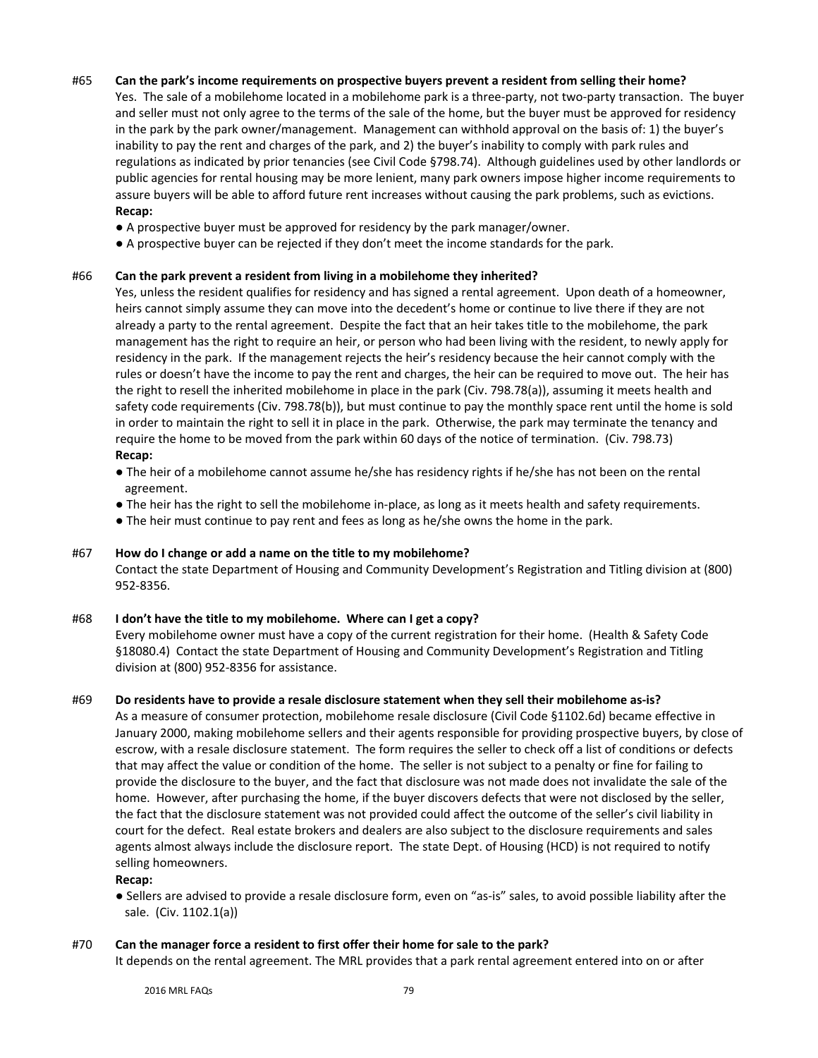#65 **Can the park's income requirements on prospective buyers prevent a resident from selling their home?**

Yes. The sale of a mobilehome located in a mobilehome park is a three-party, not two-party transaction. The buyer and seller must not only agree to the terms of the sale of the home, but the buyer must be approved for residency in the park by the park owner/management. Management can withhold approval on the basis of: 1) the buyer's inability to pay the rent and charges of the park, and 2) the buyer's inability to comply with park rules and regulations as indicated by prior tenancies (see Civil Code §798.74). Although guidelines used by other landlords or public agencies for rental housing may be more lenient, many park owners impose higher income requirements to assure buyers will be able to afford future rent increases without causing the park problems, such as evictions.

**Recap:**

- A prospective buyer must be approved for residency by the park manager/owner.
- A prospective buyer can be rejected if they don't meet the income standards for the park.

#66 **Can the park prevent a resident from living in a mobilehome they inherited?**

Yes, unless the resident qualifies for residency and has signed a rental agreement. Upon death of a homeowner, heirs cannot simply assume they can move into the decedent's home or continue to live there if they are not already a party to the rental agreement. Despite the fact that an heir takes title to the mobilehome, the park management has the right to require an heir, or person who had been living with the resident, to newly apply for residency in the park. If the management rejects the heir's residency because the heir cannot comply with the rules or doesn't have the income to pay the rent and charges, the heir can be required to move out. The heir has the right to resell the inherited mobilehome in place in the park (Civ. 798.78(a)), assuming it meets health and safety code requirements (Civ. 798.78(b)), but must continue to pay the monthly space rent until the home is sold in order to maintain the right to sell it in place in the park. Otherwise, the park may terminate the tenancy and require the home to be moved from the park within 60 days of the notice of termination. (Civ. 798.73)

**Recap:**

- The heir of a mobilehome cannot assume he/she has residency rights if he/she has not been on the rental agreement.
- The heir has the right to sell the mobilehome in-place, as long as it meets health and safety requirements.
- The heir must continue to pay rent and fees as long as he/she owns the home in the park.

#67 **How do I change or add a name on the title to my mobilehome?**

Contact the state Department of Housing and Community Development's Registration and Titling division at (800) 952-8356.

#68 **I don't have the title to my mobilehome. Where can I get a copy?**

Every mobilehome owner must have a copy of the current registration for their home. (Health & Safety Code §18080.4) Contact the state Department of Housing and Community Development's Registration and Titling division at (800) 952-8356 for assistance.

#69 **Do residents have to provide a resale disclosure statement when they sell their mobilehome as-is?**

As a measure of consumer protection, mobilehome resale disclosure (Civil Code §1102.6d) became effective in January 2000, making mobilehome sellers and their agents responsible for providing prospective buyers, by close of escrow, with a resale disclosure statement. The form requires the seller to check off a list of conditions or defects that may affect the value or condition of the home. The seller is not subject to a penalty or fine for failing to provide the disclosure to the buyer, and the fact that disclosure was not made does not invalidate the sale of the home. However, after purchasing the home, if the buyer discovers defects that were not disclosed by the seller, the fact that the disclosure statement was not provided could affect the outcome of the seller's civil liability in court for the defect. Real estate brokers and dealers are also subject to the disclosure requirements and sales agents almost always include the disclosure report. The state Dept. of Housing (HCD) is not required to notify selling homeowners.

**Recap:**

- Sellers are advised to provide a resale disclosure form, even on "as-is" sales, to avoid possible liability after the sale. (Civ. 1102.1(a))

#70 **Can the manager force a resident to first offer their home for sale to the park?**

It depends on the rental agreement. The MRL provides that a park rental agreement entered into on or after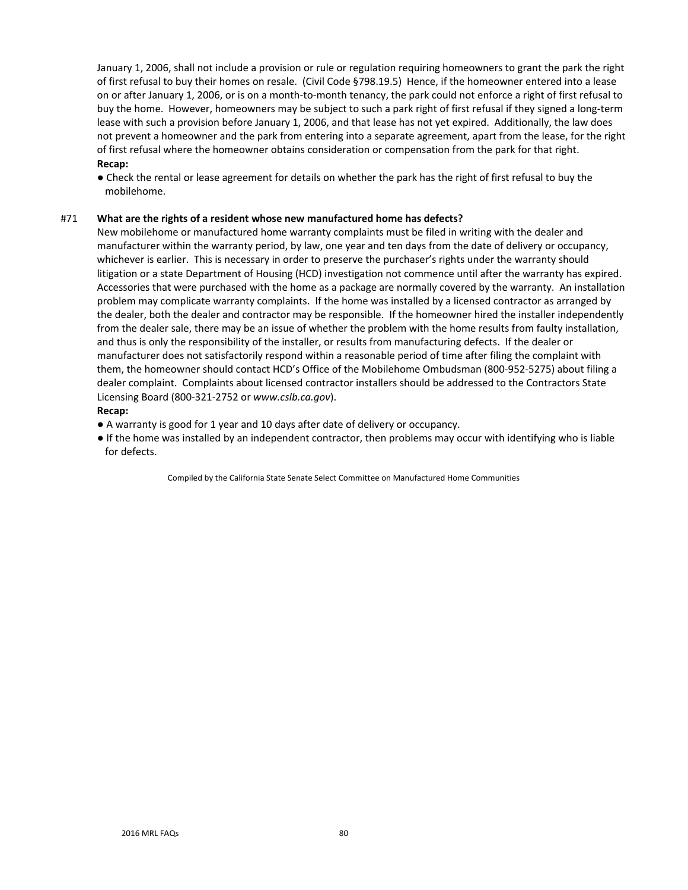January 1, 2006, shall not include a provision or rule or regulation requiring homeowners to grant the park the right of first refusal to buy their homes on resale. (Civil Code §798.19.5) Hence, if the homeowner entered into a lease on or after January 1, 2006, or is on a month-to-month tenancy, the park could not enforce a right of first refusal to buy the home. However, homeowners may be subject to such a park right of first refusal if they signed a long-term lease with such a provision before January 1, 2006, and that lease has not yet expired. Additionally, the law does not prevent a homeowner and the park from entering into a separate agreement, apart from the lease, for the right of first refusal where the homeowner obtains consideration or compensation from the park for that right.

**Recap:**

- Check the rental or lease agreement for details on whether the park has the right of first refusal to buy the mobilehome.

#71 **What are the rights of a resident whose new manufactured home has defects?**

New mobilehome or manufactured home warranty complaints must be filed in writing with the dealer and manufacturer within the warranty period, by law, one year and ten days from the date of delivery or occupancy, whichever is earlier. This is necessary in order to preserve the purchaser's rights under the warranty should litigation or a state Department of Housing (HCD) investigation not commence until after the warranty has expired. Accessories that were purchased with the home as a package are normally covered by the warranty. An installation problem may complicate warranty complaints. If the home was installed by a licensed contractor as arranged by the dealer, both the dealer and contractor may be responsible. If the homeowner hired the installer independently from the dealer sale, there may be an issue of whether the problem with the home results from faulty installation, and thus is only the responsibility of the installer, or results from manufacturing defects. If the dealer or manufacturer does not satisfactorily respond within a reasonable period of time after filing the complaint with them, the homeowner should contact HCD's Office of the Mobilehome Ombudsman (800-952-5275) about filing a dealer complaint. Complaints about licensed contractor installers should be addressed to the Contractors State Licensing Board (800-321-2752 or *www.cslb.ca.gov*).

**Recap:**

- A warranty is good for 1 year and 10 days after date of delivery or occupancy.
- If the home was installed by an independent contractor, then problems may occur with identifying who is liable for defects.

Compiled by the California State Senate Select Committee on Manufactured Home Communities